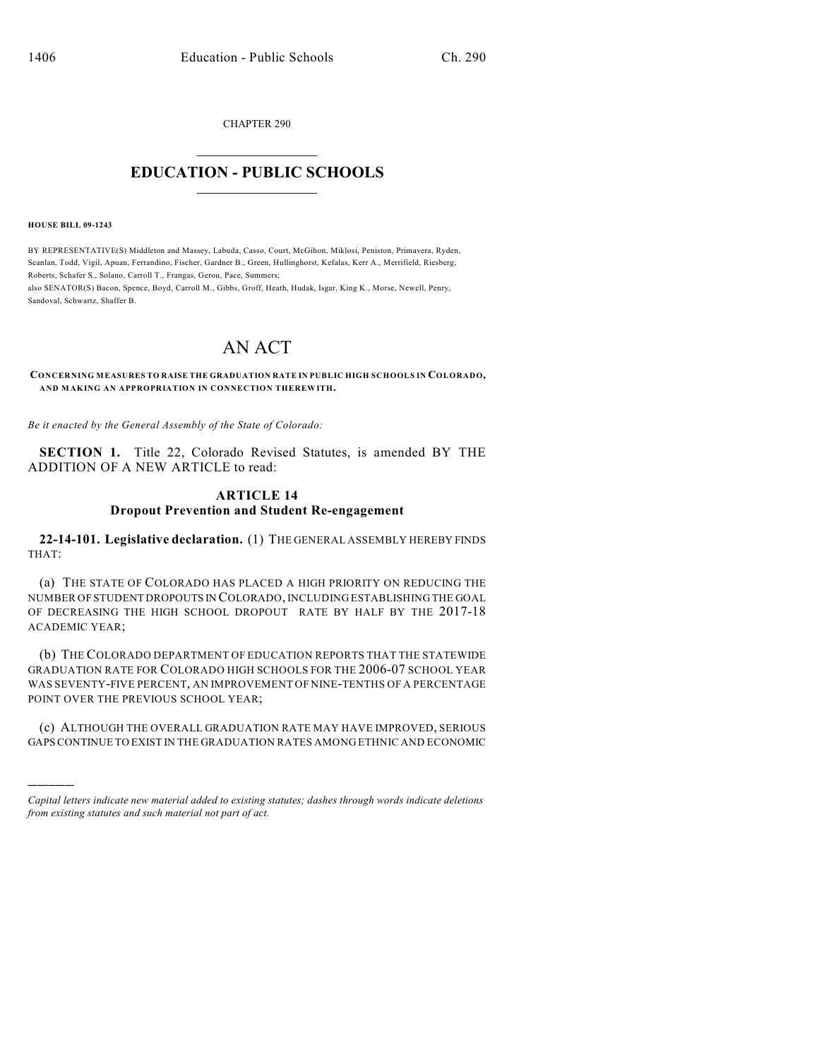CHAPTER 290

## EDUCATION - PUBLIC SCHOOLS

**HOUSE BILL 09-1243**

BY REPRESENTATIVE(S) Middleton and Massey, Labuda, Casso, Court, McGihon, Miklosi, Peniston, Primavera, Ryden, Scanlan, Todd, Vigil, Apuan, Ferrandino, Fischer, Gardner B., Green, Hullinghorst, Kefalas, Kerr A., Merrifield, Riesberg, Roberts, Schafer S., Solano, Carroll T., Frangas, Gerou, Pace, Summers;
also SENATOR(S) Bacon, Spence, Boyd, Carroll M., Gibbs, Groff, Heath, Hudak, Isgar, King K., Morse, Newell, Penry, Sandoval, Schwartz, Shaffer B.

# AN ACT

**CONCERNING MEASURES TO RAISE THE GRADUATION RATE IN PUBLIC HIGH SCHOOLS IN COLORADO, AND MAKING AN APPROPRIATION IN CONNECTION THEREWITH.**

*Be it enacted by the General Assembly of the State of Colorado:*

**SECTION 1.** Title 22, Colorado Revised Statutes, is amended BY THE ADDITION OF A NEW ARTICLE to read:

### ARTICLE 14
### Dropout Prevention and Student Re-engagement

**22-14-101. Legislative declaration.** (1) THE GENERAL ASSEMBLY HEREBY FINDS THAT:

(a) THE STATE OF COLORADO HAS PLACED A HIGH PRIORITY ON REDUCING THE NUMBER OF STUDENT DROPOUTS IN COLORADO, INCLUDING ESTABLISHING THE GOAL OF DECREASING THE HIGH SCHOOL DROPOUT RATE BY HALF BY THE 2017-18 ACADEMIC YEAR;

(b) THE COLORADO DEPARTMENT OF EDUCATION REPORTS THAT THE STATEWIDE GRADUATION RATE FOR COLORADO HIGH SCHOOLS FOR THE 2006-07 SCHOOL YEAR WAS SEVENTY-FIVE PERCENT, AN IMPROVEMENT OF NINE-TENTHS OF A PERCENTAGE POINT OVER THE PREVIOUS SCHOOL YEAR;

(c) ALTHOUGH THE OVERALL GRADUATION RATE MAY HAVE IMPROVED, SERIOUS GAPS CONTINUE TO EXIST IN THE GRADUATION RATES AMONG ETHNIC AND ECONOMIC

---

*Capital letters indicate new material added to existing statutes; dashes through words indicate deletions from existing statutes and such material not part of act.*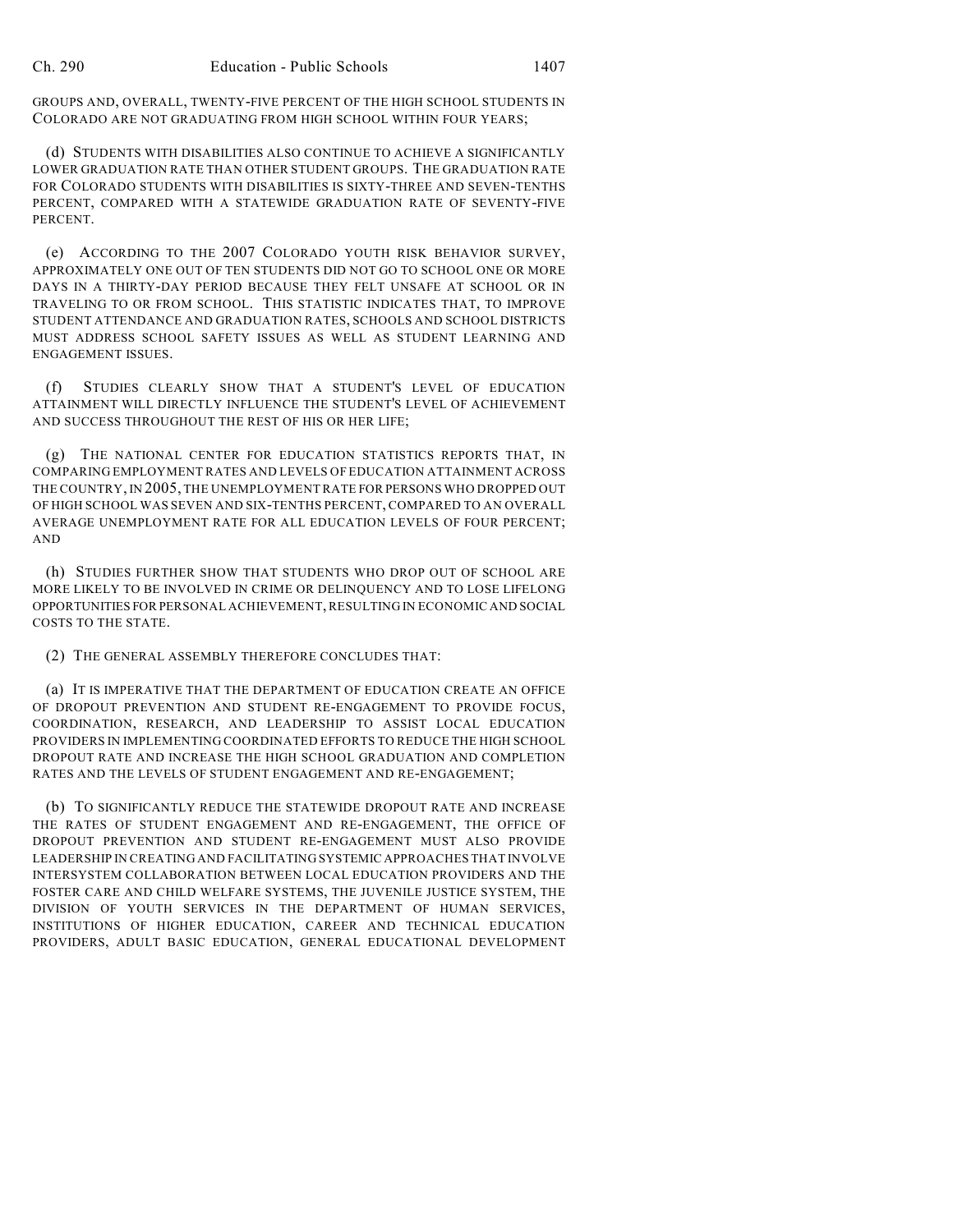GROUPS AND, OVERALL, TWENTY-FIVE PERCENT OF THE HIGH SCHOOL STUDENTS IN COLORADO ARE NOT GRADUATING FROM HIGH SCHOOL WITHIN FOUR YEARS;

(d) STUDENTS WITH DISABILITIES ALSO CONTINUE TO ACHIEVE A SIGNIFICANTLY LOWER GRADUATION RATE THAN OTHER STUDENT GROUPS. THE GRADUATION RATE FOR COLORADO STUDENTS WITH DISABILITIES IS SIXTY-THREE AND SEVEN-TENTHS PERCENT, COMPARED WITH A STATEWIDE GRADUATION RATE OF SEVENTY-FIVE PERCENT.

(e) ACCORDING TO THE 2007 COLORADO YOUTH RISK BEHAVIOR SURVEY, APPROXIMATELY ONE OUT OF TEN STUDENTS DID NOT GO TO SCHOOL ONE OR MORE DAYS IN A THIRTY-DAY PERIOD BECAUSE THEY FELT UNSAFE AT SCHOOL OR IN TRAVELING TO OR FROM SCHOOL. THIS STATISTIC INDICATES THAT, TO IMPROVE STUDENT ATTENDANCE AND GRADUATION RATES, SCHOOLS AND SCHOOL DISTRICTS MUST ADDRESS SCHOOL SAFETY ISSUES AS WELL AS STUDENT LEARNING AND ENGAGEMENT ISSUES.

(f) STUDIES CLEARLY SHOW THAT A STUDENT'S LEVEL OF EDUCATION ATTAINMENT WILL DIRECTLY INFLUENCE THE STUDENT'S LEVEL OF ACHIEVEMENT AND SUCCESS THROUGHOUT THE REST OF HIS OR HER LIFE;

(g) THE NATIONAL CENTER FOR EDUCATION STATISTICS REPORTS THAT, IN COMPARING EMPLOYMENT RATES AND LEVELS OF EDUCATION ATTAINMENT ACROSS THE COUNTRY, IN 2005, THE UNEMPLOYMENT RATE FOR PERSONS WHO DROPPED OUT OF HIGH SCHOOL WAS SEVEN AND SIX-TENTHS PERCENT, COMPARED TO AN OVERALL AVERAGE UNEMPLOYMENT RATE FOR ALL EDUCATION LEVELS OF FOUR PERCENT; AND

(h) STUDIES FURTHER SHOW THAT STUDENTS WHO DROP OUT OF SCHOOL ARE MORE LIKELY TO BE INVOLVED IN CRIME OR DELINQUENCY AND TO LOSE LIFELONG OPPORTUNITIES FOR PERSONAL ACHIEVEMENT, RESULTING IN ECONOMIC AND SOCIAL COSTS TO THE STATE.

(2) THE GENERAL ASSEMBLY THEREFORE CONCLUDES THAT:

(a) IT IS IMPERATIVE THAT THE DEPARTMENT OF EDUCATION CREATE AN OFFICE OF DROPOUT PREVENTION AND STUDENT RE-ENGAGEMENT TO PROVIDE FOCUS, COORDINATION, RESEARCH, AND LEADERSHIP TO ASSIST LOCAL EDUCATION PROVIDERS IN IMPLEMENTING COORDINATED EFFORTS TO REDUCE THE HIGH SCHOOL DROPOUT RATE AND INCREASE THE HIGH SCHOOL GRADUATION AND COMPLETION RATES AND THE LEVELS OF STUDENT ENGAGEMENT AND RE-ENGAGEMENT;

(b) TO SIGNIFICANTLY REDUCE THE STATEWIDE DROPOUT RATE AND INCREASE THE RATES OF STUDENT ENGAGEMENT AND RE-ENGAGEMENT, THE OFFICE OF DROPOUT PREVENTION AND STUDENT RE-ENGAGEMENT MUST ALSO PROVIDE LEADERSHIP IN CREATING AND FACILITATING SYSTEMIC APPROACHES THAT INVOLVE INTERSYSTEM COLLABORATION BETWEEN LOCAL EDUCATION PROVIDERS AND THE FOSTER CARE AND CHILD WELFARE SYSTEMS, THE JUVENILE JUSTICE SYSTEM, THE DIVISION OF YOUTH SERVICES IN THE DEPARTMENT OF HUMAN SERVICES, INSTITUTIONS OF HIGHER EDUCATION, CAREER AND TECHNICAL EDUCATION PROVIDERS, ADULT BASIC EDUCATION, GENERAL EDUCATIONAL DEVELOPMENT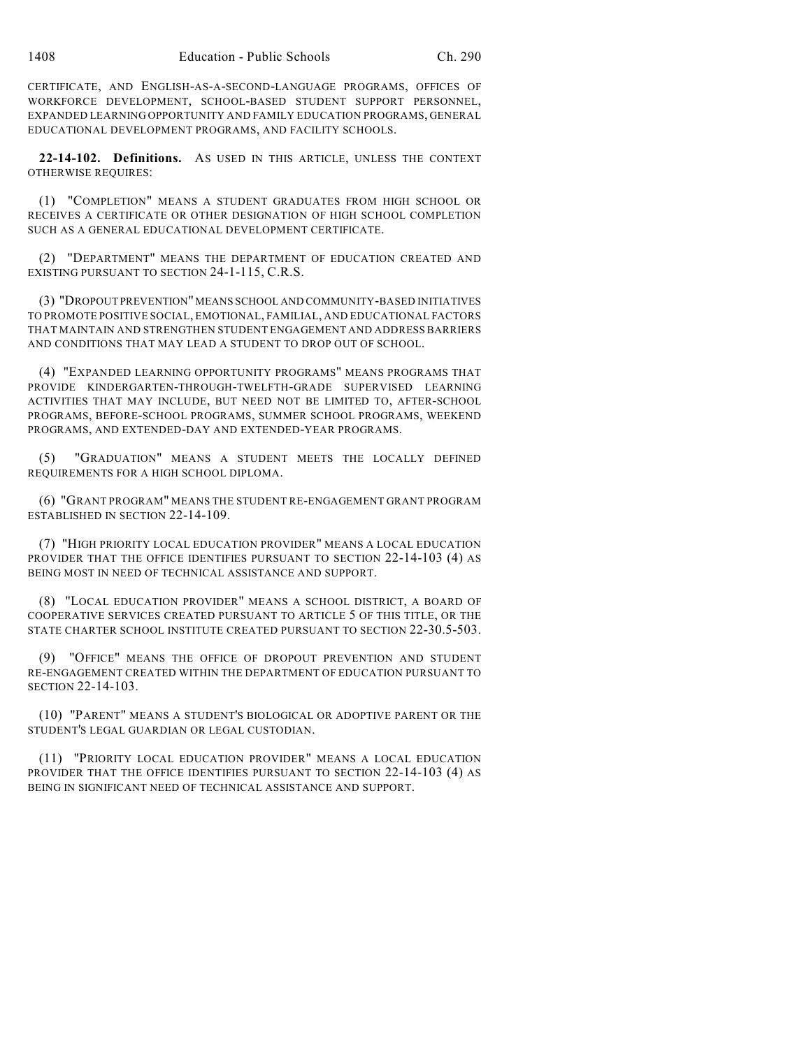CERTIFICATE, AND ENGLISH-AS-A-SECOND-LANGUAGE PROGRAMS, OFFICES OF WORKFORCE DEVELOPMENT, SCHOOL-BASED STUDENT SUPPORT PERSONNEL, EXPANDED LEARNING OPPORTUNITY AND FAMILY EDUCATION PROGRAMS, GENERAL EDUCATIONAL DEVELOPMENT PROGRAMS, AND FACILITY SCHOOLS.

**22-14-102. Definitions.** AS USED IN THIS ARTICLE, UNLESS THE CONTEXT OTHERWISE REQUIRES:

(1) "COMPLETION" MEANS A STUDENT GRADUATES FROM HIGH SCHOOL OR RECEIVES A CERTIFICATE OR OTHER DESIGNATION OF HIGH SCHOOL COMPLETION SUCH AS A GENERAL EDUCATIONAL DEVELOPMENT CERTIFICATE.

(2) "DEPARTMENT" MEANS THE DEPARTMENT OF EDUCATION CREATED AND EXISTING PURSUANT TO SECTION 24-1-115, C.R.S.

(3) "DROPOUT PREVENTION" MEANS SCHOOL AND COMMUNITY-BASED INITIATIVES TO PROMOTE POSITIVE SOCIAL, EMOTIONAL, FAMILIAL, AND EDUCATIONAL FACTORS THAT MAINTAIN AND STRENGTHEN STUDENT ENGAGEMENT AND ADDRESS BARRIERS AND CONDITIONS THAT MAY LEAD A STUDENT TO DROP OUT OF SCHOOL.

(4) "EXPANDED LEARNING OPPORTUNITY PROGRAMS" MEANS PROGRAMS THAT PROVIDE KINDERGARTEN-THROUGH-TWELFTH-GRADE SUPERVISED LEARNING ACTIVITIES THAT MAY INCLUDE, BUT NEED NOT BE LIMITED TO, AFTER-SCHOOL PROGRAMS, BEFORE-SCHOOL PROGRAMS, SUMMER SCHOOL PROGRAMS, WEEKEND PROGRAMS, AND EXTENDED-DAY AND EXTENDED-YEAR PROGRAMS.

(5) "GRADUATION" MEANS A STUDENT MEETS THE LOCALLY DEFINED REQUIREMENTS FOR A HIGH SCHOOL DIPLOMA.

(6) "GRANT PROGRAM" MEANS THE STUDENT RE-ENGAGEMENT GRANT PROGRAM ESTABLISHED IN SECTION 22-14-109.

(7) "HIGH PRIORITY LOCAL EDUCATION PROVIDER" MEANS A LOCAL EDUCATION PROVIDER THAT THE OFFICE IDENTIFIES PURSUANT TO SECTION 22-14-103 (4) AS BEING MOST IN NEED OF TECHNICAL ASSISTANCE AND SUPPORT.

(8) "LOCAL EDUCATION PROVIDER" MEANS A SCHOOL DISTRICT, A BOARD OF COOPERATIVE SERVICES CREATED PURSUANT TO ARTICLE 5 OF THIS TITLE, OR THE STATE CHARTER SCHOOL INSTITUTE CREATED PURSUANT TO SECTION 22-30.5-503.

(9) "OFFICE" MEANS THE OFFICE OF DROPOUT PREVENTION AND STUDENT RE-ENGAGEMENT CREATED WITHIN THE DEPARTMENT OF EDUCATION PURSUANT TO SECTION 22-14-103.

(10) "PARENT" MEANS A STUDENT'S BIOLOGICAL OR ADOPTIVE PARENT OR THE STUDENT'S LEGAL GUARDIAN OR LEGAL CUSTODIAN.

(11) "PRIORITY LOCAL EDUCATION PROVIDER" MEANS A LOCAL EDUCATION PROVIDER THAT THE OFFICE IDENTIFIES PURSUANT TO SECTION 22-14-103 (4) AS BEING IN SIGNIFICANT NEED OF TECHNICAL ASSISTANCE AND SUPPORT.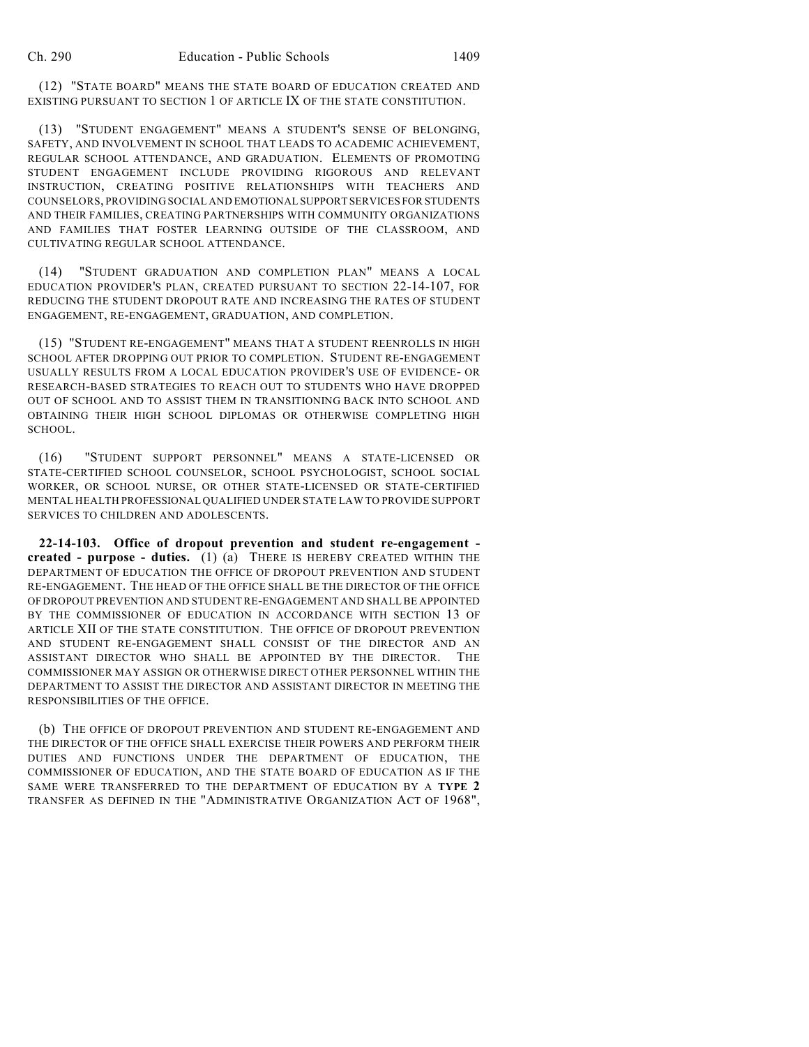(12) "STATE BOARD" MEANS THE STATE BOARD OF EDUCATION CREATED AND EXISTING PURSUANT TO SECTION 1 OF ARTICLE IX OF THE STATE CONSTITUTION.

(13) "STUDENT ENGAGEMENT" MEANS A STUDENT'S SENSE OF BELONGING, SAFETY, AND INVOLVEMENT IN SCHOOL THAT LEADS TO ACADEMIC ACHIEVEMENT, REGULAR SCHOOL ATTENDANCE, AND GRADUATION. ELEMENTS OF PROMOTING STUDENT ENGAGEMENT INCLUDE PROVIDING RIGOROUS AND RELEVANT INSTRUCTION, CREATING POSITIVE RELATIONSHIPS WITH TEACHERS AND COUNSELORS, PROVIDING SOCIAL AND EMOTIONAL SUPPORT SERVICES FOR STUDENTS AND THEIR FAMILIES, CREATING PARTNERSHIPS WITH COMMUNITY ORGANIZATIONS AND FAMILIES THAT FOSTER LEARNING OUTSIDE OF THE CLASSROOM, AND CULTIVATING REGULAR SCHOOL ATTENDANCE.

(14) "STUDENT GRADUATION AND COMPLETION PLAN" MEANS A LOCAL EDUCATION PROVIDER'S PLAN, CREATED PURSUANT TO SECTION 22-14-107, FOR REDUCING THE STUDENT DROPOUT RATE AND INCREASING THE RATES OF STUDENT ENGAGEMENT, RE-ENGAGEMENT, GRADUATION, AND COMPLETION.

(15) "STUDENT RE-ENGAGEMENT" MEANS THAT A STUDENT REENROLLS IN HIGH SCHOOL AFTER DROPPING OUT PRIOR TO COMPLETION. STUDENT RE-ENGAGEMENT USUALLY RESULTS FROM A LOCAL EDUCATION PROVIDER'S USE OF EVIDENCE- OR RESEARCH-BASED STRATEGIES TO REACH OUT TO STUDENTS WHO HAVE DROPPED OUT OF SCHOOL AND TO ASSIST THEM IN TRANSITIONING BACK INTO SCHOOL AND OBTAINING THEIR HIGH SCHOOL DIPLOMAS OR OTHERWISE COMPLETING HIGH SCHOOL.

(16) "STUDENT SUPPORT PERSONNEL" MEANS A STATE-LICENSED OR STATE-CERTIFIED SCHOOL COUNSELOR, SCHOOL PSYCHOLOGIST, SCHOOL SOCIAL WORKER, OR SCHOOL NURSE, OR OTHER STATE-LICENSED OR STATE-CERTIFIED MENTAL HEALTH PROFESSIONAL QUALIFIED UNDER STATE LAW TO PROVIDE SUPPORT SERVICES TO CHILDREN AND ADOLESCENTS.

**22-14-103. Office of dropout prevention and student re-engagement - created - purpose - duties.** (1) (a) THERE IS HEREBY CREATED WITHIN THE DEPARTMENT OF EDUCATION THE OFFICE OF DROPOUT PREVENTION AND STUDENT RE-ENGAGEMENT. THE HEAD OF THE OFFICE SHALL BE THE DIRECTOR OF THE OFFICE OF DROPOUT PREVENTION AND STUDENT RE-ENGAGEMENT AND SHALL BE APPOINTED BY THE COMMISSIONER OF EDUCATION IN ACCORDANCE WITH SECTION 13 OF ARTICLE XII OF THE STATE CONSTITUTION. THE OFFICE OF DROPOUT PREVENTION AND STUDENT RE-ENGAGEMENT SHALL CONSIST OF THE DIRECTOR AND AN ASSISTANT DIRECTOR WHO SHALL BE APPOINTED BY THE DIRECTOR. THE COMMISSIONER MAY ASSIGN OR OTHERWISE DIRECT OTHER PERSONNEL WITHIN THE DEPARTMENT TO ASSIST THE DIRECTOR AND ASSISTANT DIRECTOR IN MEETING THE RESPONSIBILITIES OF THE OFFICE.

(b) THE OFFICE OF DROPOUT PREVENTION AND STUDENT RE-ENGAGEMENT AND THE DIRECTOR OF THE OFFICE SHALL EXERCISE THEIR POWERS AND PERFORM THEIR DUTIES AND FUNCTIONS UNDER THE DEPARTMENT OF EDUCATION, THE COMMISSIONER OF EDUCATION, AND THE STATE BOARD OF EDUCATION AS IF THE SAME WERE TRANSFERRED TO THE DEPARTMENT OF EDUCATION BY A **TYPE 2** TRANSFER AS DEFINED IN THE "ADMINISTRATIVE ORGANIZATION ACT OF 1968",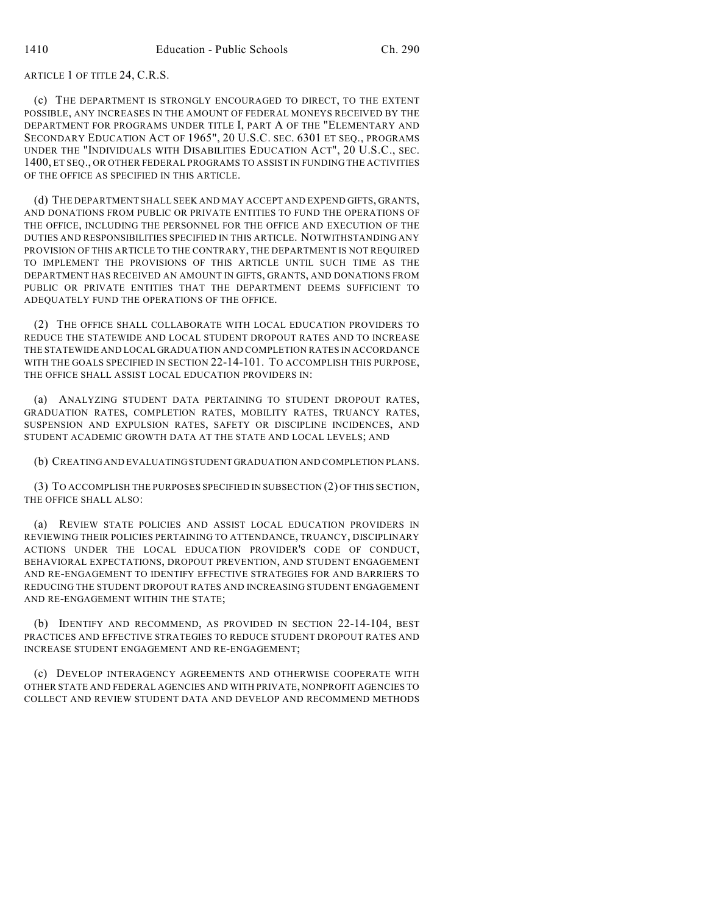ARTICLE 1 OF TITLE 24, C.R.S.

(c) THE DEPARTMENT IS STRONGLY ENCOURAGED TO DIRECT, TO THE EXTENT POSSIBLE, ANY INCREASES IN THE AMOUNT OF FEDERAL MONEYS RECEIVED BY THE DEPARTMENT FOR PROGRAMS UNDER TITLE I, PART A OF THE "ELEMENTARY AND SECONDARY EDUCATION ACT OF 1965", 20 U.S.C. SEC. 6301 ET SEQ., PROGRAMS UNDER THE "INDIVIDUALS WITH DISABILITIES EDUCATION ACT", 20 U.S.C., SEC. 1400, ET SEQ., OR OTHER FEDERAL PROGRAMS TO ASSIST IN FUNDING THE ACTIVITIES OF THE OFFICE AS SPECIFIED IN THIS ARTICLE.

(d) THE DEPARTMENT SHALL SEEK AND MAY ACCEPT AND EXPEND GIFTS, GRANTS, AND DONATIONS FROM PUBLIC OR PRIVATE ENTITIES TO FUND THE OPERATIONS OF THE OFFICE, INCLUDING THE PERSONNEL FOR THE OFFICE AND EXECUTION OF THE DUTIES AND RESPONSIBILITIES SPECIFIED IN THIS ARTICLE. NOTWITHSTANDING ANY PROVISION OF THIS ARTICLE TO THE CONTRARY, THE DEPARTMENT IS NOT REQUIRED TO IMPLEMENT THE PROVISIONS OF THIS ARTICLE UNTIL SUCH TIME AS THE DEPARTMENT HAS RECEIVED AN AMOUNT IN GIFTS, GRANTS, AND DONATIONS FROM PUBLIC OR PRIVATE ENTITIES THAT THE DEPARTMENT DEEMS SUFFICIENT TO ADEQUATELY FUND THE OPERATIONS OF THE OFFICE.

(2) THE OFFICE SHALL COLLABORATE WITH LOCAL EDUCATION PROVIDERS TO REDUCE THE STATEWIDE AND LOCAL STUDENT DROPOUT RATES AND TO INCREASE THE STATEWIDE AND LOCAL GRADUATION AND COMPLETION RATES IN ACCORDANCE WITH THE GOALS SPECIFIED IN SECTION 22-14-101. TO ACCOMPLISH THIS PURPOSE, THE OFFICE SHALL ASSIST LOCAL EDUCATION PROVIDERS IN:

(a) ANALYZING STUDENT DATA PERTAINING TO STUDENT DROPOUT RATES, GRADUATION RATES, COMPLETION RATES, MOBILITY RATES, TRUANCY RATES, SUSPENSION AND EXPULSION RATES, SAFETY OR DISCIPLINE INCIDENCES, AND STUDENT ACADEMIC GROWTH DATA AT THE STATE AND LOCAL LEVELS; AND

(b) CREATING AND EVALUATING STUDENT GRADUATION AND COMPLETION PLANS.

(3) TO ACCOMPLISH THE PURPOSES SPECIFIED IN SUBSECTION (2) OF THIS SECTION, THE OFFICE SHALL ALSO:

(a) REVIEW STATE POLICIES AND ASSIST LOCAL EDUCATION PROVIDERS IN REVIEWING THEIR POLICIES PERTAINING TO ATTENDANCE, TRUANCY, DISCIPLINARY ACTIONS UNDER THE LOCAL EDUCATION PROVIDER'S CODE OF CONDUCT, BEHAVIORAL EXPECTATIONS, DROPOUT PREVENTION, AND STUDENT ENGAGEMENT AND RE-ENGAGEMENT TO IDENTIFY EFFECTIVE STRATEGIES FOR AND BARRIERS TO REDUCING THE STUDENT DROPOUT RATES AND INCREASING STUDENT ENGAGEMENT AND RE-ENGAGEMENT WITHIN THE STATE;

(b) IDENTIFY AND RECOMMEND, AS PROVIDED IN SECTION 22-14-104, BEST PRACTICES AND EFFECTIVE STRATEGIES TO REDUCE STUDENT DROPOUT RATES AND INCREASE STUDENT ENGAGEMENT AND RE-ENGAGEMENT;

(c) DEVELOP INTERAGENCY AGREEMENTS AND OTHERWISE COOPERATE WITH OTHER STATE AND FEDERAL AGENCIES AND WITH PRIVATE, NONPROFIT AGENCIES TO COLLECT AND REVIEW STUDENT DATA AND DEVELOP AND RECOMMEND METHODS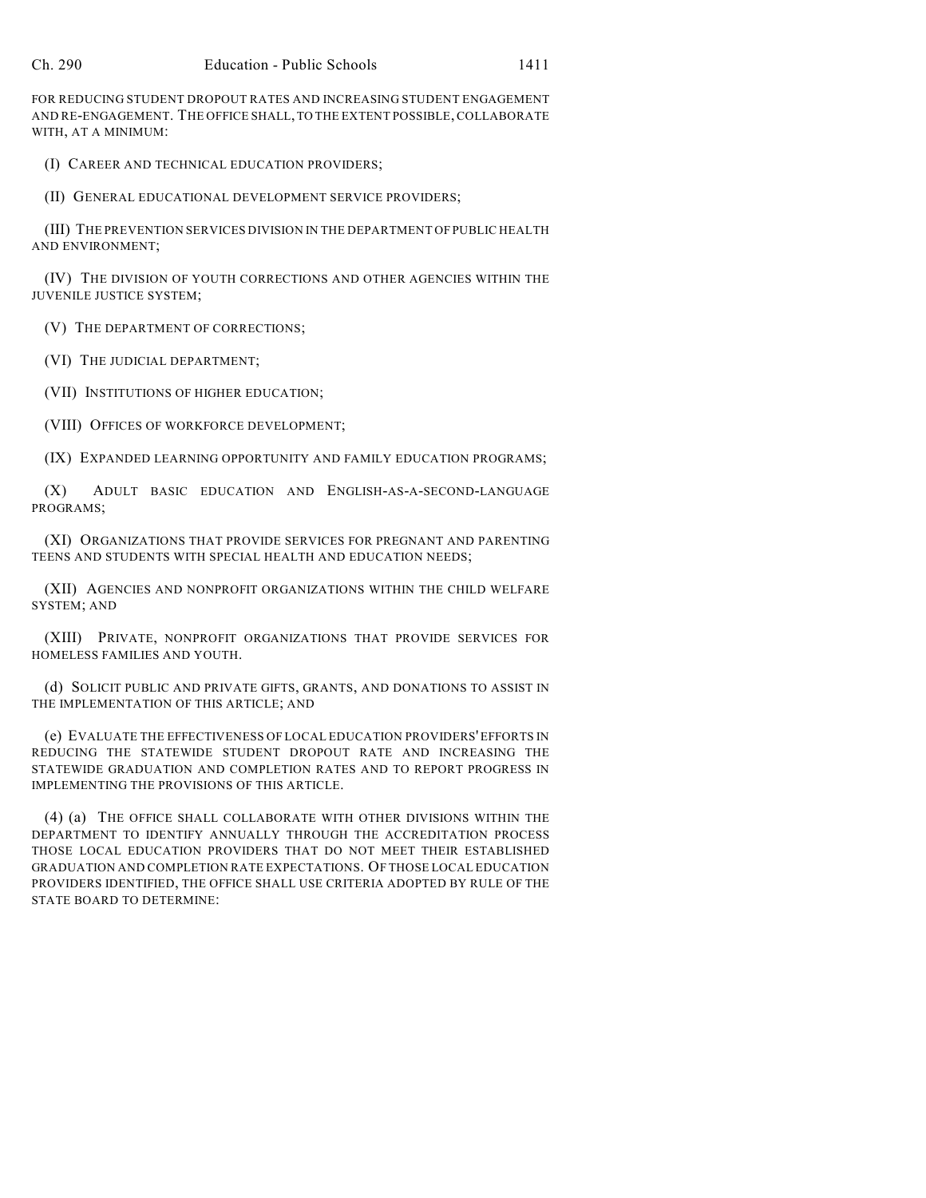FOR REDUCING STUDENT DROPOUT RATES AND INCREASING STUDENT ENGAGEMENT AND RE-ENGAGEMENT. THE OFFICE SHALL, TO THE EXTENT POSSIBLE, COLLABORATE WITH, AT A MINIMUM:

(I) CAREER AND TECHNICAL EDUCATION PROVIDERS;

(II) GENERAL EDUCATIONAL DEVELOPMENT SERVICE PROVIDERS;

(III) THE PREVENTION SERVICES DIVISION IN THE DEPARTMENT OF PUBLIC HEALTH AND ENVIRONMENT;

(IV) THE DIVISION OF YOUTH CORRECTIONS AND OTHER AGENCIES WITHIN THE JUVENILE JUSTICE SYSTEM;

(V) THE DEPARTMENT OF CORRECTIONS;

(VI) THE JUDICIAL DEPARTMENT;

(VII) INSTITUTIONS OF HIGHER EDUCATION;

(VIII) OFFICES OF WORKFORCE DEVELOPMENT;

(IX) EXPANDED LEARNING OPPORTUNITY AND FAMILY EDUCATION PROGRAMS;

(X) ADULT BASIC EDUCATION AND ENGLISH-AS-A-SECOND-LANGUAGE PROGRAMS;

(XI) ORGANIZATIONS THAT PROVIDE SERVICES FOR PREGNANT AND PARENTING TEENS AND STUDENTS WITH SPECIAL HEALTH AND EDUCATION NEEDS;

(XII) AGENCIES AND NONPROFIT ORGANIZATIONS WITHIN THE CHILD WELFARE SYSTEM; AND

(XIII) PRIVATE, NONPROFIT ORGANIZATIONS THAT PROVIDE SERVICES FOR HOMELESS FAMILIES AND YOUTH.

(d) SOLICIT PUBLIC AND PRIVATE GIFTS, GRANTS, AND DONATIONS TO ASSIST IN THE IMPLEMENTATION OF THIS ARTICLE; AND

(e) EVALUATE THE EFFECTIVENESS OF LOCAL EDUCATION PROVIDERS' EFFORTS IN REDUCING THE STATEWIDE STUDENT DROPOUT RATE AND INCREASING THE STATEWIDE GRADUATION AND COMPLETION RATES AND TO REPORT PROGRESS IN IMPLEMENTING THE PROVISIONS OF THIS ARTICLE.

(4) (a) THE OFFICE SHALL COLLABORATE WITH OTHER DIVISIONS WITHIN THE DEPARTMENT TO IDENTIFY ANNUALLY THROUGH THE ACCREDITATION PROCESS THOSE LOCAL EDUCATION PROVIDERS THAT DO NOT MEET THEIR ESTABLISHED GRADUATION AND COMPLETION RATE EXPECTATIONS. OF THOSE LOCAL EDUCATION PROVIDERS IDENTIFIED, THE OFFICE SHALL USE CRITERIA ADOPTED BY RULE OF THE STATE BOARD TO DETERMINE: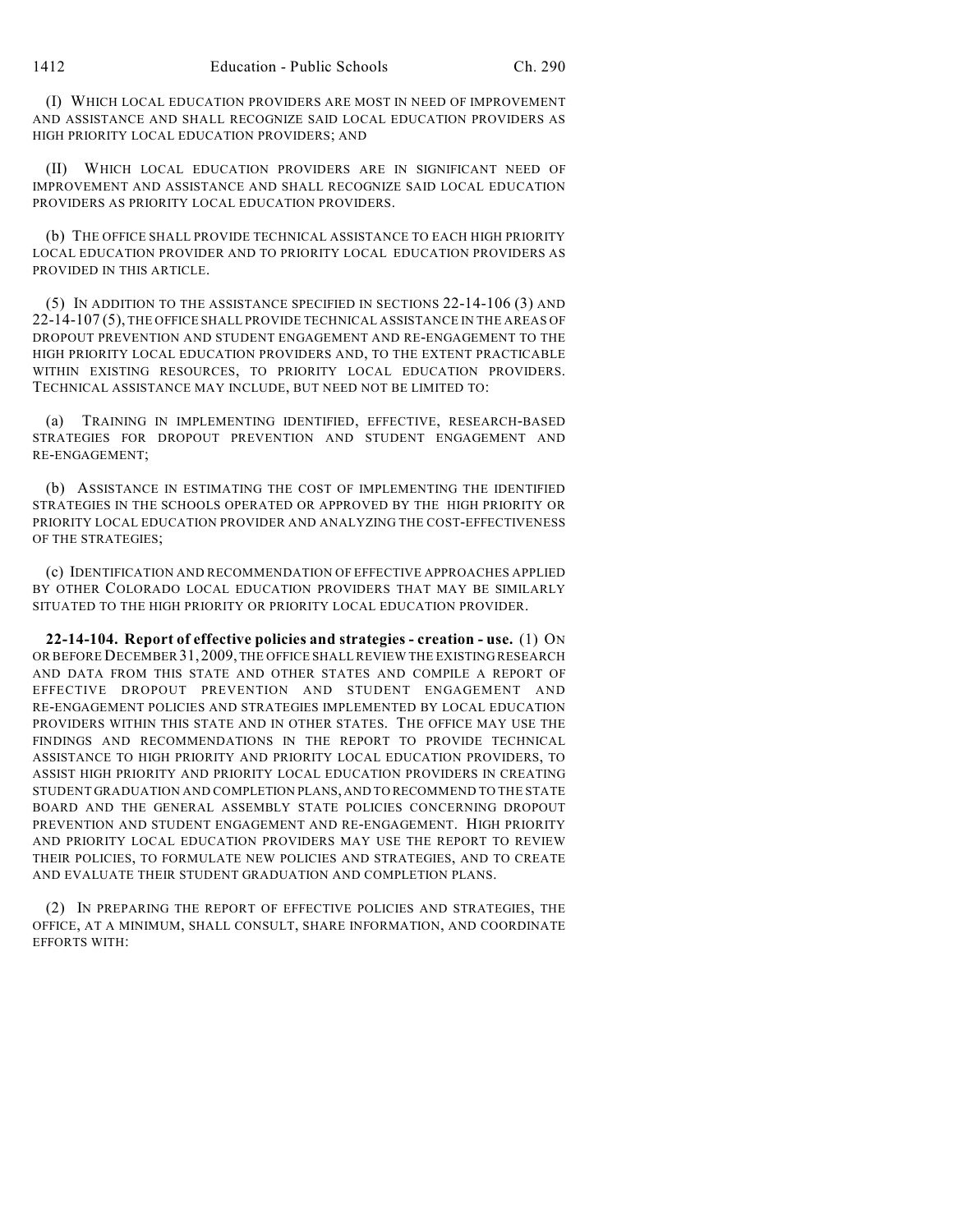(I) WHICH LOCAL EDUCATION PROVIDERS ARE MOST IN NEED OF IMPROVEMENT AND ASSISTANCE AND SHALL RECOGNIZE SAID LOCAL EDUCATION PROVIDERS AS HIGH PRIORITY LOCAL EDUCATION PROVIDERS; AND

(II) WHICH LOCAL EDUCATION PROVIDERS ARE IN SIGNIFICANT NEED OF IMPROVEMENT AND ASSISTANCE AND SHALL RECOGNIZE SAID LOCAL EDUCATION PROVIDERS AS PRIORITY LOCAL EDUCATION PROVIDERS.

(b) THE OFFICE SHALL PROVIDE TECHNICAL ASSISTANCE TO EACH HIGH PRIORITY LOCAL EDUCATION PROVIDER AND TO PRIORITY LOCAL EDUCATION PROVIDERS AS PROVIDED IN THIS ARTICLE.

(5) IN ADDITION TO THE ASSISTANCE SPECIFIED IN SECTIONS 22-14-106 (3) AND 22-14-107 (5), THE OFFICE SHALL PROVIDE TECHNICAL ASSISTANCE IN THE AREAS OF DROPOUT PREVENTION AND STUDENT ENGAGEMENT AND RE-ENGAGEMENT TO THE HIGH PRIORITY LOCAL EDUCATION PROVIDERS AND, TO THE EXTENT PRACTICABLE WITHIN EXISTING RESOURCES, TO PRIORITY LOCAL EDUCATION PROVIDERS. TECHNICAL ASSISTANCE MAY INCLUDE, BUT NEED NOT BE LIMITED TO:

(a) TRAINING IN IMPLEMENTING IDENTIFIED, EFFECTIVE, RESEARCH-BASED STRATEGIES FOR DROPOUT PREVENTION AND STUDENT ENGAGEMENT AND RE-ENGAGEMENT;

(b) ASSISTANCE IN ESTIMATING THE COST OF IMPLEMENTING THE IDENTIFIED STRATEGIES IN THE SCHOOLS OPERATED OR APPROVED BY THE HIGH PRIORITY OR PRIORITY LOCAL EDUCATION PROVIDER AND ANALYZING THE COST-EFFECTIVENESS OF THE STRATEGIES;

(c) IDENTIFICATION AND RECOMMENDATION OF EFFECTIVE APPROACHES APPLIED BY OTHER COLORADO LOCAL EDUCATION PROVIDERS THAT MAY BE SIMILARLY SITUATED TO THE HIGH PRIORITY OR PRIORITY LOCAL EDUCATION PROVIDER.

**22-14-104. Report of effective policies and strategies - creation - use.** (1) ON OR BEFORE DECEMBER 31, 2009, THE OFFICE SHALL REVIEW THE EXISTING RESEARCH AND DATA FROM THIS STATE AND OTHER STATES AND COMPILE A REPORT OF EFFECTIVE DROPOUT PREVENTION AND STUDENT ENGAGEMENT AND RE-ENGAGEMENT POLICIES AND STRATEGIES IMPLEMENTED BY LOCAL EDUCATION PROVIDERS WITHIN THIS STATE AND IN OTHER STATES. THE OFFICE MAY USE THE FINDINGS AND RECOMMENDATIONS IN THE REPORT TO PROVIDE TECHNICAL ASSISTANCE TO HIGH PRIORITY AND PRIORITY LOCAL EDUCATION PROVIDERS, TO ASSIST HIGH PRIORITY AND PRIORITY LOCAL EDUCATION PROVIDERS IN CREATING STUDENT GRADUATION AND COMPLETION PLANS, AND TO RECOMMEND TO THE STATE BOARD AND THE GENERAL ASSEMBLY STATE POLICIES CONCERNING DROPOUT PREVENTION AND STUDENT ENGAGEMENT AND RE-ENGAGEMENT. HIGH PRIORITY AND PRIORITY LOCAL EDUCATION PROVIDERS MAY USE THE REPORT TO REVIEW THEIR POLICIES, TO FORMULATE NEW POLICIES AND STRATEGIES, AND TO CREATE AND EVALUATE THEIR STUDENT GRADUATION AND COMPLETION PLANS.

(2) IN PREPARING THE REPORT OF EFFECTIVE POLICIES AND STRATEGIES, THE OFFICE, AT A MINIMUM, SHALL CONSULT, SHARE INFORMATION, AND COORDINATE EFFORTS WITH: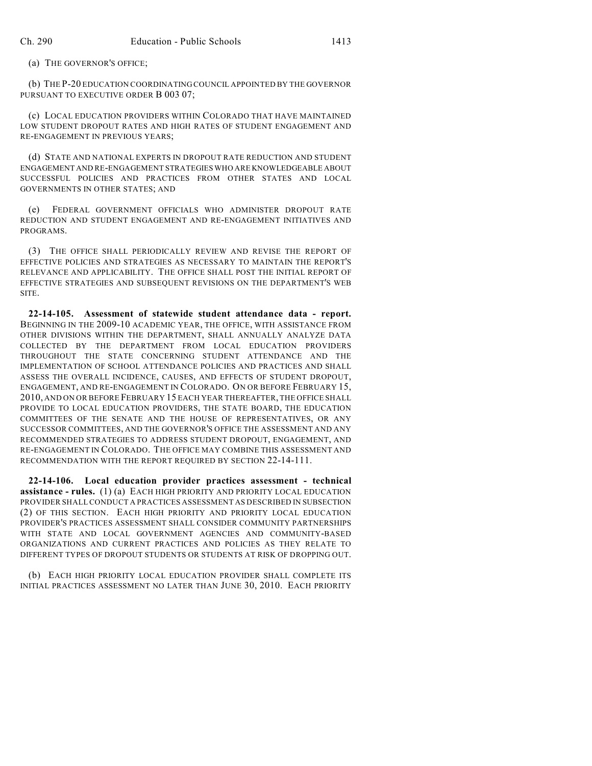(a) THE GOVERNOR'S OFFICE;

(b) THE P-20 EDUCATION COORDINATING COUNCIL APPOINTED BY THE GOVERNOR PURSUANT TO EXECUTIVE ORDER B 003 07;

(c) LOCAL EDUCATION PROVIDERS WITHIN COLORADO THAT HAVE MAINTAINED LOW STUDENT DROPOUT RATES AND HIGH RATES OF STUDENT ENGAGEMENT AND RE-ENGAGEMENT IN PREVIOUS YEARS;

(d) STATE AND NATIONAL EXPERTS IN DROPOUT RATE REDUCTION AND STUDENT ENGAGEMENT AND RE-ENGAGEMENT STRATEGIES WHO ARE KNOWLEDGEABLE ABOUT SUCCESSFUL POLICIES AND PRACTICES FROM OTHER STATES AND LOCAL GOVERNMENTS IN OTHER STATES; AND

(e) FEDERAL GOVERNMENT OFFICIALS WHO ADMINISTER DROPOUT RATE REDUCTION AND STUDENT ENGAGEMENT AND RE-ENGAGEMENT INITIATIVES AND PROGRAMS.

(3) THE OFFICE SHALL PERIODICALLY REVIEW AND REVISE THE REPORT OF EFFECTIVE POLICIES AND STRATEGIES AS NECESSARY TO MAINTAIN THE REPORT'S RELEVANCE AND APPLICABILITY. THE OFFICE SHALL POST THE INITIAL REPORT OF EFFECTIVE STRATEGIES AND SUBSEQUENT REVISIONS ON THE DEPARTMENT'S WEB SITE.

**22-14-105. Assessment of statewide student attendance data - report.** BEGINNING IN THE 2009-10 ACADEMIC YEAR, THE OFFICE, WITH ASSISTANCE FROM OTHER DIVISIONS WITHIN THE DEPARTMENT, SHALL ANNUALLY ANALYZE DATA COLLECTED BY THE DEPARTMENT FROM LOCAL EDUCATION PROVIDERS THROUGHOUT THE STATE CONCERNING STUDENT ATTENDANCE AND THE IMPLEMENTATION OF SCHOOL ATTENDANCE POLICIES AND PRACTICES AND SHALL ASSESS THE OVERALL INCIDENCE, CAUSES, AND EFFECTS OF STUDENT DROPOUT, ENGAGEMENT, AND RE-ENGAGEMENT IN COLORADO. ON OR BEFORE FEBRUARY 15, 2010, AND ON OR BEFORE FEBRUARY 15 EACH YEAR THEREAFTER, THE OFFICE SHALL PROVIDE TO LOCAL EDUCATION PROVIDERS, THE STATE BOARD, THE EDUCATION COMMITTEES OF THE SENATE AND THE HOUSE OF REPRESENTATIVES, OR ANY SUCCESSOR COMMITTEES, AND THE GOVERNOR'S OFFICE THE ASSESSMENT AND ANY RECOMMENDED STRATEGIES TO ADDRESS STUDENT DROPOUT, ENGAGEMENT, AND RE-ENGAGEMENT IN COLORADO. THE OFFICE MAY COMBINE THIS ASSESSMENT AND RECOMMENDATION WITH THE REPORT REQUIRED BY SECTION 22-14-111.

**22-14-106. Local education provider practices assessment - technical assistance - rules.** (1) (a) EACH HIGH PRIORITY AND PRIORITY LOCAL EDUCATION PROVIDER SHALL CONDUCT A PRACTICES ASSESSMENT AS DESCRIBED IN SUBSECTION (2) OF THIS SECTION. EACH HIGH PRIORITY AND PRIORITY LOCAL EDUCATION PROVIDER'S PRACTICES ASSESSMENT SHALL CONSIDER COMMUNITY PARTNERSHIPS WITH STATE AND LOCAL GOVERNMENT AGENCIES AND COMMUNITY-BASED ORGANIZATIONS AND CURRENT PRACTICES AND POLICIES AS THEY RELATE TO DIFFERENT TYPES OF DROPOUT STUDENTS OR STUDENTS AT RISK OF DROPPING OUT.

(b) EACH HIGH PRIORITY LOCAL EDUCATION PROVIDER SHALL COMPLETE ITS INITIAL PRACTICES ASSESSMENT NO LATER THAN JUNE 30, 2010. EACH PRIORITY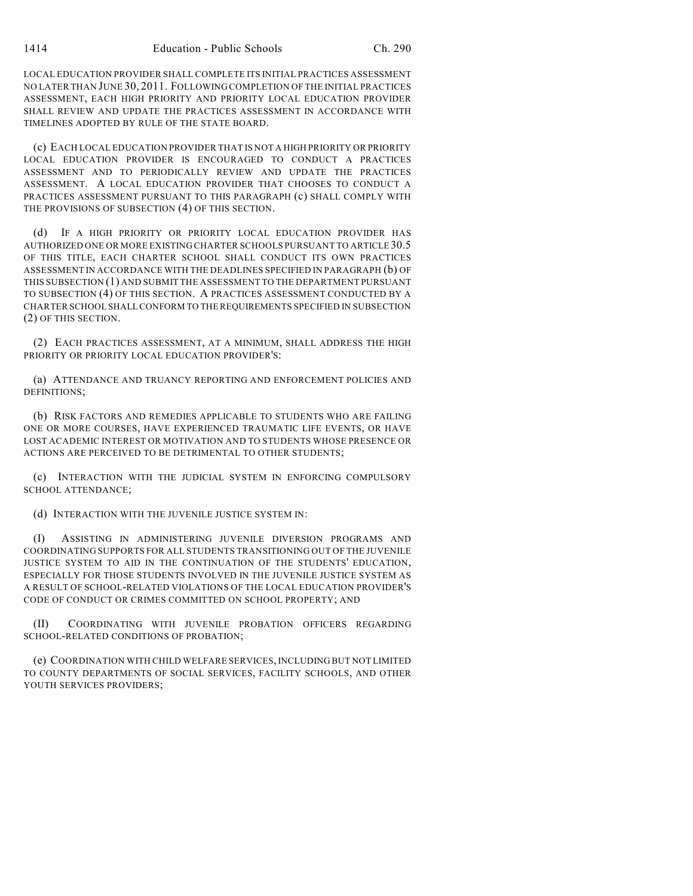LOCAL EDUCATION PROVIDER SHALL COMPLETE ITS INITIAL PRACTICES ASSESSMENT NO LATER THAN JUNE 30, 2011. FOLLOWING COMPLETION OF THE INITIAL PRACTICES ASSESSMENT, EACH HIGH PRIORITY AND PRIORITY LOCAL EDUCATION PROVIDER SHALL REVIEW AND UPDATE THE PRACTICES ASSESSMENT IN ACCORDANCE WITH TIMELINES ADOPTED BY RULE OF THE STATE BOARD.

(c) EACH LOCAL EDUCATION PROVIDER THAT IS NOT A HIGH PRIORITY OR PRIORITY LOCAL EDUCATION PROVIDER IS ENCOURAGED TO CONDUCT A PRACTICES ASSESSMENT AND TO PERIODICALLY REVIEW AND UPDATE THE PRACTICES ASSESSMENT. A LOCAL EDUCATION PROVIDER THAT CHOOSES TO CONDUCT A PRACTICES ASSESSMENT PURSUANT TO THIS PARAGRAPH (c) SHALL COMPLY WITH THE PROVISIONS OF SUBSECTION (4) OF THIS SECTION.

(d) IF A HIGH PRIORITY OR PRIORITY LOCAL EDUCATION PROVIDER HAS AUTHORIZED ONE OR MORE EXISTING CHARTER SCHOOLS PURSUANT TO ARTICLE 30.5 OF THIS TITLE, EACH CHARTER SCHOOL SHALL CONDUCT ITS OWN PRACTICES ASSESSMENT IN ACCORDANCE WITH THE DEADLINES SPECIFIED IN PARAGRAPH (b) OF THIS SUBSECTION (1) AND SUBMIT THE ASSESSMENT TO THE DEPARTMENT PURSUANT TO SUBSECTION (4) OF THIS SECTION. A PRACTICES ASSESSMENT CONDUCTED BY A CHARTER SCHOOL SHALL CONFORM TO THE REQUIREMENTS SPECIFIED IN SUBSECTION (2) OF THIS SECTION.

(2) EACH PRACTICES ASSESSMENT, AT A MINIMUM, SHALL ADDRESS THE HIGH PRIORITY OR PRIORITY LOCAL EDUCATION PROVIDER'S:

(a) ATTENDANCE AND TRUANCY REPORTING AND ENFORCEMENT POLICIES AND DEFINITIONS;

(b) RISK FACTORS AND REMEDIES APPLICABLE TO STUDENTS WHO ARE FAILING ONE OR MORE COURSES, HAVE EXPERIENCED TRAUMATIC LIFE EVENTS, OR HAVE LOST ACADEMIC INTEREST OR MOTIVATION AND TO STUDENTS WHOSE PRESENCE OR ACTIONS ARE PERCEIVED TO BE DETRIMENTAL TO OTHER STUDENTS;

(c) INTERACTION WITH THE JUDICIAL SYSTEM IN ENFORCING COMPULSORY SCHOOL ATTENDANCE;

(d) INTERACTION WITH THE JUVENILE JUSTICE SYSTEM IN:

(I) ASSISTING IN ADMINISTERING JUVENILE DIVERSION PROGRAMS AND COORDINATING SUPPORTS FOR ALL STUDENTS TRANSITIONING OUT OF THE JUVENILE JUSTICE SYSTEM TO AID IN THE CONTINUATION OF THE STUDENTS' EDUCATION, ESPECIALLY FOR THOSE STUDENTS INVOLVED IN THE JUVENILE JUSTICE SYSTEM AS A RESULT OF SCHOOL-RELATED VIOLATIONS OF THE LOCAL EDUCATION PROVIDER'S CODE OF CONDUCT OR CRIMES COMMITTED ON SCHOOL PROPERTY; AND

(II) COORDINATING WITH JUVENILE PROBATION OFFICERS REGARDING SCHOOL-RELATED CONDITIONS OF PROBATION;

(e) COORDINATION WITH CHILD WELFARE SERVICES, INCLUDING BUT NOT LIMITED TO COUNTY DEPARTMENTS OF SOCIAL SERVICES, FACILITY SCHOOLS, AND OTHER YOUTH SERVICES PROVIDERS;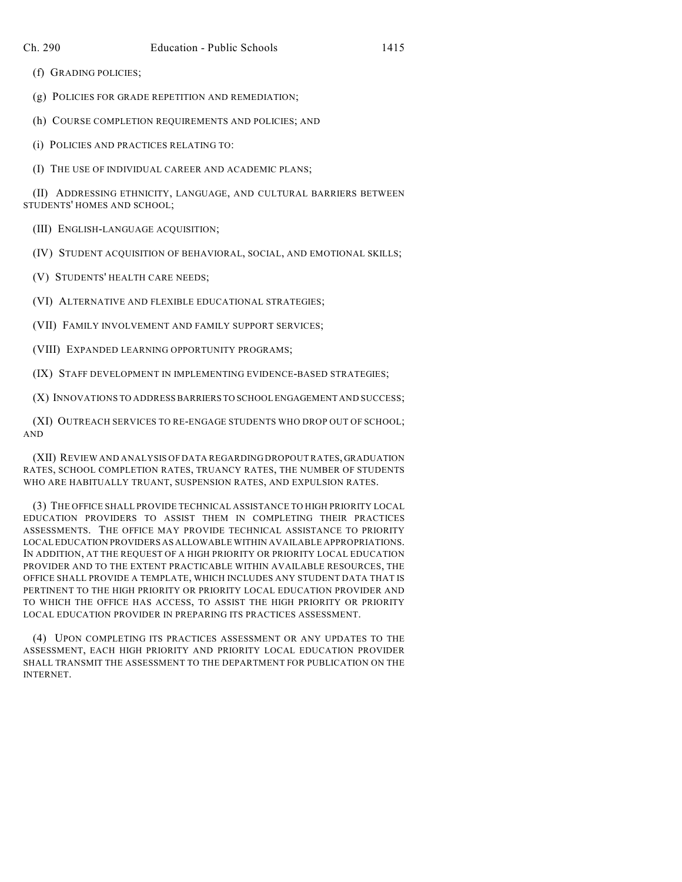(f) GRADING POLICIES;

(g) POLICIES FOR GRADE REPETITION AND REMEDIATION;

(h) COURSE COMPLETION REQUIREMENTS AND POLICIES; AND

(i) POLICIES AND PRACTICES RELATING TO:

(I) THE USE OF INDIVIDUAL CAREER AND ACADEMIC PLANS;

(II) ADDRESSING ETHNICITY, LANGUAGE, AND CULTURAL BARRIERS BETWEEN STUDENTS' HOMES AND SCHOOL;

(III) ENGLISH-LANGUAGE ACQUISITION;

(IV) STUDENT ACQUISITION OF BEHAVIORAL, SOCIAL, AND EMOTIONAL SKILLS;

(V) STUDENTS' HEALTH CARE NEEDS;

(VI) ALTERNATIVE AND FLEXIBLE EDUCATIONAL STRATEGIES;

(VII) FAMILY INVOLVEMENT AND FAMILY SUPPORT SERVICES;

(VIII) EXPANDED LEARNING OPPORTUNITY PROGRAMS;

(IX) STAFF DEVELOPMENT IN IMPLEMENTING EVIDENCE-BASED STRATEGIES;

(X) INNOVATIONS TO ADDRESS BARRIERS TO SCHOOL ENGAGEMENT AND SUCCESS;

(XI) OUTREACH SERVICES TO RE-ENGAGE STUDENTS WHO DROP OUT OF SCHOOL; AND

(XII) REVIEW AND ANALYSIS OF DATA REGARDING DROPOUT RATES, GRADUATION RATES, SCHOOL COMPLETION RATES, TRUANCY RATES, THE NUMBER OF STUDENTS WHO ARE HABITUALLY TRUANT, SUSPENSION RATES, AND EXPULSION RATES.

(3) THE OFFICE SHALL PROVIDE TECHNICAL ASSISTANCE TO HIGH PRIORITY LOCAL EDUCATION PROVIDERS TO ASSIST THEM IN COMPLETING THEIR PRACTICES ASSESSMENTS. THE OFFICE MAY PROVIDE TECHNICAL ASSISTANCE TO PRIORITY LOCAL EDUCATION PROVIDERS AS ALLOWABLE WITHIN AVAILABLE APPROPRIATIONS. IN ADDITION, AT THE REQUEST OF A HIGH PRIORITY OR PRIORITY LOCAL EDUCATION PROVIDER AND TO THE EXTENT PRACTICABLE WITHIN AVAILABLE RESOURCES, THE OFFICE SHALL PROVIDE A TEMPLATE, WHICH INCLUDES ANY STUDENT DATA THAT IS PERTINENT TO THE HIGH PRIORITY OR PRIORITY LOCAL EDUCATION PROVIDER AND TO WHICH THE OFFICE HAS ACCESS, TO ASSIST THE HIGH PRIORITY OR PRIORITY LOCAL EDUCATION PROVIDER IN PREPARING ITS PRACTICES ASSESSMENT.

(4) UPON COMPLETING ITS PRACTICES ASSESSMENT OR ANY UPDATES TO THE ASSESSMENT, EACH HIGH PRIORITY AND PRIORITY LOCAL EDUCATION PROVIDER SHALL TRANSMIT THE ASSESSMENT TO THE DEPARTMENT FOR PUBLICATION ON THE INTERNET.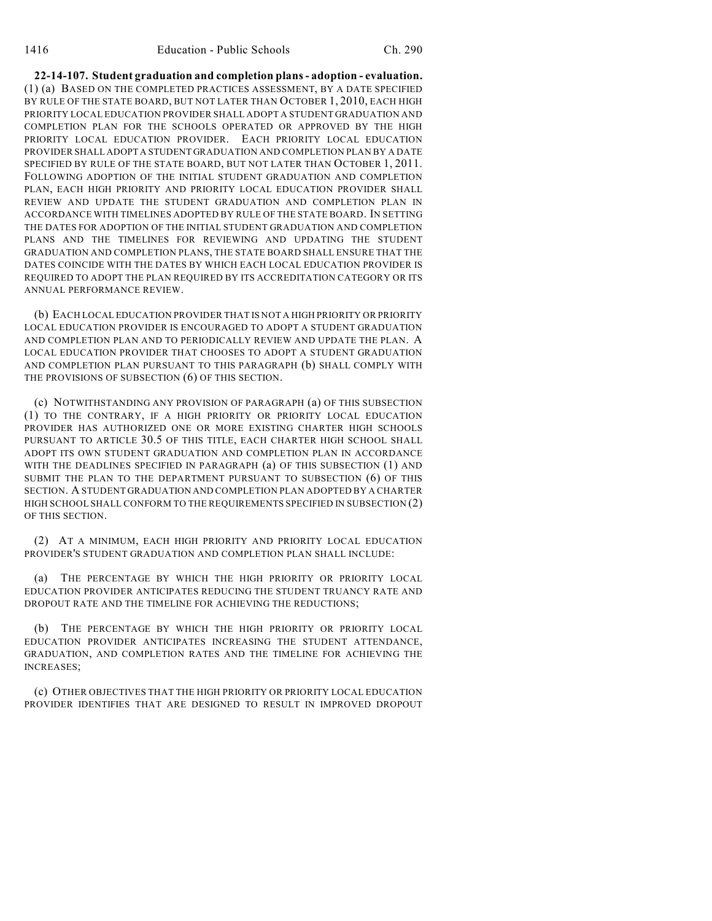**22-14-107. Student graduation and completion plans - adoption - evaluation.** (1) (a) BASED ON THE COMPLETED PRACTICES ASSESSMENT, BY A DATE SPECIFIED BY RULE OF THE STATE BOARD, BUT NOT LATER THAN OCTOBER 1, 2010, EACH HIGH PRIORITY LOCAL EDUCATION PROVIDER SHALL ADOPT A STUDENT GRADUATION AND COMPLETION PLAN FOR THE SCHOOLS OPERATED OR APPROVED BY THE HIGH PRIORITY LOCAL EDUCATION PROVIDER. EACH PRIORITY LOCAL EDUCATION PROVIDER SHALL ADOPT A STUDENT GRADUATION AND COMPLETION PLAN BY A DATE SPECIFIED BY RULE OF THE STATE BOARD, BUT NOT LATER THAN OCTOBER 1, 2011. FOLLOWING ADOPTION OF THE INITIAL STUDENT GRADUATION AND COMPLETION PLAN, EACH HIGH PRIORITY AND PRIORITY LOCAL EDUCATION PROVIDER SHALL REVIEW AND UPDATE THE STUDENT GRADUATION AND COMPLETION PLAN IN ACCORDANCE WITH TIMELINES ADOPTED BY RULE OF THE STATE BOARD. IN SETTING THE DATES FOR ADOPTION OF THE INITIAL STUDENT GRADUATION AND COMPLETION PLANS AND THE TIMELINES FOR REVIEWING AND UPDATING THE STUDENT GRADUATION AND COMPLETION PLANS, THE STATE BOARD SHALL ENSURE THAT THE DATES COINCIDE WITH THE DATES BY WHICH EACH LOCAL EDUCATION PROVIDER IS REQUIRED TO ADOPT THE PLAN REQUIRED BY ITS ACCREDITATION CATEGORY OR ITS ANNUAL PERFORMANCE REVIEW.

(b) EACH LOCAL EDUCATION PROVIDER THAT IS NOT A HIGH PRIORITY OR PRIORITY LOCAL EDUCATION PROVIDER IS ENCOURAGED TO ADOPT A STUDENT GRADUATION AND COMPLETION PLAN AND TO PERIODICALLY REVIEW AND UPDATE THE PLAN. A LOCAL EDUCATION PROVIDER THAT CHOOSES TO ADOPT A STUDENT GRADUATION AND COMPLETION PLAN PURSUANT TO THIS PARAGRAPH (b) SHALL COMPLY WITH THE PROVISIONS OF SUBSECTION (6) OF THIS SECTION.

(c) NOTWITHSTANDING ANY PROVISION OF PARAGRAPH (a) OF THIS SUBSECTION (1) TO THE CONTRARY, IF A HIGH PRIORITY OR PRIORITY LOCAL EDUCATION PROVIDER HAS AUTHORIZED ONE OR MORE EXISTING CHARTER HIGH SCHOOLS PURSUANT TO ARTICLE 30.5 OF THIS TITLE, EACH CHARTER HIGH SCHOOL SHALL ADOPT ITS OWN STUDENT GRADUATION AND COMPLETION PLAN IN ACCORDANCE WITH THE DEADLINES SPECIFIED IN PARAGRAPH (a) OF THIS SUBSECTION (1) AND SUBMIT THE PLAN TO THE DEPARTMENT PURSUANT TO SUBSECTION (6) OF THIS SECTION. A STUDENT GRADUATION AND COMPLETION PLAN ADOPTED BY A CHARTER HIGH SCHOOL SHALL CONFORM TO THE REQUIREMENTS SPECIFIED IN SUBSECTION (2) OF THIS SECTION.

(2) AT A MINIMUM, EACH HIGH PRIORITY AND PRIORITY LOCAL EDUCATION PROVIDER'S STUDENT GRADUATION AND COMPLETION PLAN SHALL INCLUDE:

(a) THE PERCENTAGE BY WHICH THE HIGH PRIORITY OR PRIORITY LOCAL EDUCATION PROVIDER ANTICIPATES REDUCING THE STUDENT TRUANCY RATE AND DROPOUT RATE AND THE TIMELINE FOR ACHIEVING THE REDUCTIONS;

(b) THE PERCENTAGE BY WHICH THE HIGH PRIORITY OR PRIORITY LOCAL EDUCATION PROVIDER ANTICIPATES INCREASING THE STUDENT ATTENDANCE, GRADUATION, AND COMPLETION RATES AND THE TIMELINE FOR ACHIEVING THE INCREASES;

(c) OTHER OBJECTIVES THAT THE HIGH PRIORITY OR PRIORITY LOCAL EDUCATION PROVIDER IDENTIFIES THAT ARE DESIGNED TO RESULT IN IMPROVED DROPOUT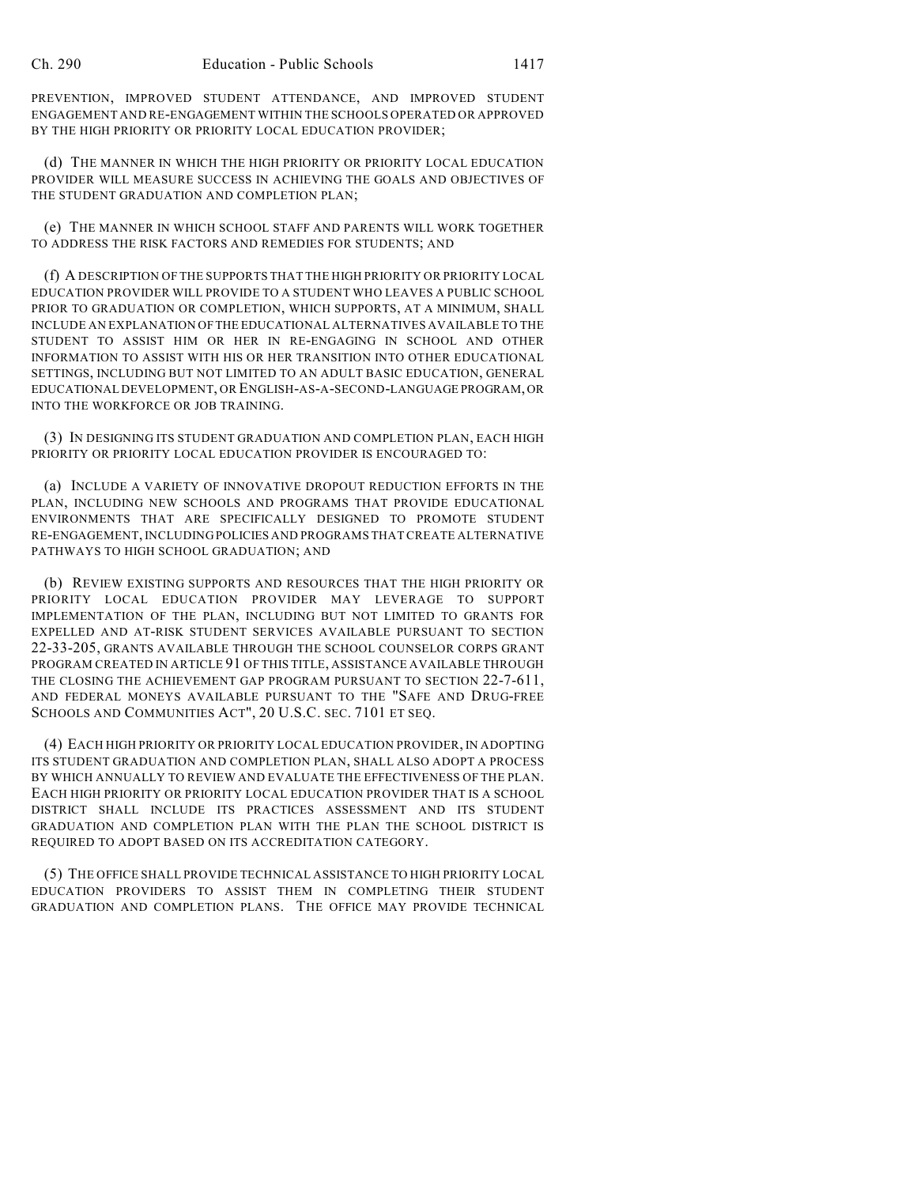PREVENTION, IMPROVED STUDENT ATTENDANCE, AND IMPROVED STUDENT ENGAGEMENT AND RE-ENGAGEMENT WITHIN THE SCHOOLS OPERATED OR APPROVED BY THE HIGH PRIORITY OR PRIORITY LOCAL EDUCATION PROVIDER;

(d) THE MANNER IN WHICH THE HIGH PRIORITY OR PRIORITY LOCAL EDUCATION PROVIDER WILL MEASURE SUCCESS IN ACHIEVING THE GOALS AND OBJECTIVES OF THE STUDENT GRADUATION AND COMPLETION PLAN;

(e) THE MANNER IN WHICH SCHOOL STAFF AND PARENTS WILL WORK TOGETHER TO ADDRESS THE RISK FACTORS AND REMEDIES FOR STUDENTS; AND

(f) A DESCRIPTION OF THE SUPPORTS THAT THE HIGH PRIORITY OR PRIORITY LOCAL EDUCATION PROVIDER WILL PROVIDE TO A STUDENT WHO LEAVES A PUBLIC SCHOOL PRIOR TO GRADUATION OR COMPLETION, WHICH SUPPORTS, AT A MINIMUM, SHALL INCLUDE AN EXPLANATION OF THE EDUCATIONAL ALTERNATIVES AVAILABLE TO THE STUDENT TO ASSIST HIM OR HER IN RE-ENGAGING IN SCHOOL AND OTHER INFORMATION TO ASSIST WITH HIS OR HER TRANSITION INTO OTHER EDUCATIONAL SETTINGS, INCLUDING BUT NOT LIMITED TO AN ADULT BASIC EDUCATION, GENERAL EDUCATIONAL DEVELOPMENT, OR ENGLISH-AS-A-SECOND-LANGUAGE PROGRAM, OR INTO THE WORKFORCE OR JOB TRAINING.

(3) IN DESIGNING ITS STUDENT GRADUATION AND COMPLETION PLAN, EACH HIGH PRIORITY OR PRIORITY LOCAL EDUCATION PROVIDER IS ENCOURAGED TO:

(a) INCLUDE A VARIETY OF INNOVATIVE DROPOUT REDUCTION EFFORTS IN THE PLAN, INCLUDING NEW SCHOOLS AND PROGRAMS THAT PROVIDE EDUCATIONAL ENVIRONMENTS THAT ARE SPECIFICALLY DESIGNED TO PROMOTE STUDENT RE-ENGAGEMENT, INCLUDING POLICIES AND PROGRAMS THAT CREATE ALTERNATIVE PATHWAYS TO HIGH SCHOOL GRADUATION; AND

(b) REVIEW EXISTING SUPPORTS AND RESOURCES THAT THE HIGH PRIORITY OR PRIORITY LOCAL EDUCATION PROVIDER MAY LEVERAGE TO SUPPORT IMPLEMENTATION OF THE PLAN, INCLUDING BUT NOT LIMITED TO GRANTS FOR EXPELLED AND AT-RISK STUDENT SERVICES AVAILABLE PURSUANT TO SECTION 22-33-205, GRANTS AVAILABLE THROUGH THE SCHOOL COUNSELOR CORPS GRANT PROGRAM CREATED IN ARTICLE 91 OF THIS TITLE, ASSISTANCE AVAILABLE THROUGH THE CLOSING THE ACHIEVEMENT GAP PROGRAM PURSUANT TO SECTION 22-7-611, AND FEDERAL MONEYS AVAILABLE PURSUANT TO THE "SAFE AND DRUG-FREE SCHOOLS AND COMMUNITIES ACT", 20 U.S.C. SEC. 7101 ET SEQ.

(4) EACH HIGH PRIORITY OR PRIORITY LOCAL EDUCATION PROVIDER, IN ADOPTING ITS STUDENT GRADUATION AND COMPLETION PLAN, SHALL ALSO ADOPT A PROCESS BY WHICH ANNUALLY TO REVIEW AND EVALUATE THE EFFECTIVENESS OF THE PLAN. EACH HIGH PRIORITY OR PRIORITY LOCAL EDUCATION PROVIDER THAT IS A SCHOOL DISTRICT SHALL INCLUDE ITS PRACTICES ASSESSMENT AND ITS STUDENT GRADUATION AND COMPLETION PLAN WITH THE PLAN THE SCHOOL DISTRICT IS REQUIRED TO ADOPT BASED ON ITS ACCREDITATION CATEGORY.

(5) THE OFFICE SHALL PROVIDE TECHNICAL ASSISTANCE TO HIGH PRIORITY LOCAL EDUCATION PROVIDERS TO ASSIST THEM IN COMPLETING THEIR STUDENT GRADUATION AND COMPLETION PLANS. THE OFFICE MAY PROVIDE TECHNICAL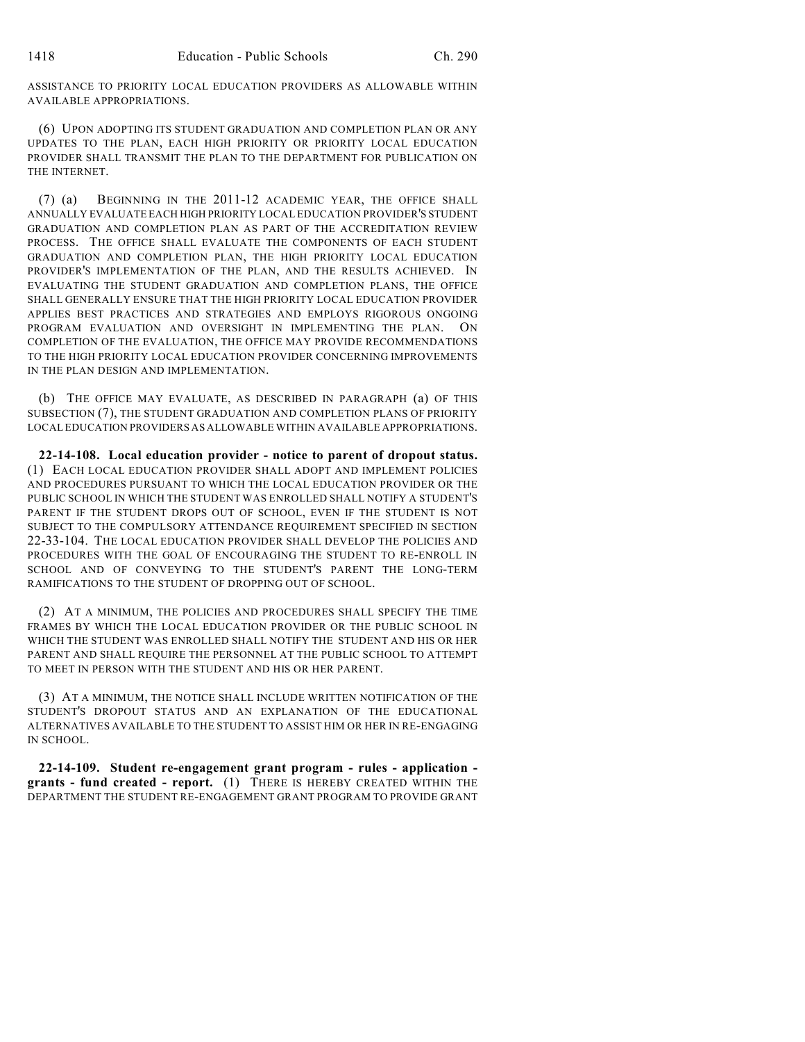ASSISTANCE TO PRIORITY LOCAL EDUCATION PROVIDERS AS ALLOWABLE WITHIN AVAILABLE APPROPRIATIONS.

(6) UPON ADOPTING ITS STUDENT GRADUATION AND COMPLETION PLAN OR ANY UPDATES TO THE PLAN, EACH HIGH PRIORITY OR PRIORITY LOCAL EDUCATION PROVIDER SHALL TRANSMIT THE PLAN TO THE DEPARTMENT FOR PUBLICATION ON THE INTERNET.

(7) (a) BEGINNING IN THE 2011-12 ACADEMIC YEAR, THE OFFICE SHALL ANNUALLY EVALUATE EACH HIGH PRIORITY LOCAL EDUCATION PROVIDER'S STUDENT GRADUATION AND COMPLETION PLAN AS PART OF THE ACCREDITATION REVIEW PROCESS. THE OFFICE SHALL EVALUATE THE COMPONENTS OF EACH STUDENT GRADUATION AND COMPLETION PLAN, THE HIGH PRIORITY LOCAL EDUCATION PROVIDER'S IMPLEMENTATION OF THE PLAN, AND THE RESULTS ACHIEVED. IN EVALUATING THE STUDENT GRADUATION AND COMPLETION PLANS, THE OFFICE SHALL GENERALLY ENSURE THAT THE HIGH PRIORITY LOCAL EDUCATION PROVIDER APPLIES BEST PRACTICES AND STRATEGIES AND EMPLOYS RIGOROUS ONGOING PROGRAM EVALUATION AND OVERSIGHT IN IMPLEMENTING THE PLAN. ON COMPLETION OF THE EVALUATION, THE OFFICE MAY PROVIDE RECOMMENDATIONS TO THE HIGH PRIORITY LOCAL EDUCATION PROVIDER CONCERNING IMPROVEMENTS IN THE PLAN DESIGN AND IMPLEMENTATION.

(b) THE OFFICE MAY EVALUATE, AS DESCRIBED IN PARAGRAPH (a) OF THIS SUBSECTION (7), THE STUDENT GRADUATION AND COMPLETION PLANS OF PRIORITY LOCAL EDUCATION PROVIDERS AS ALLOWABLE WITHIN AVAILABLE APPROPRIATIONS.

**22-14-108. Local education provider - notice to parent of dropout status.** (1) EACH LOCAL EDUCATION PROVIDER SHALL ADOPT AND IMPLEMENT POLICIES AND PROCEDURES PURSUANT TO WHICH THE LOCAL EDUCATION PROVIDER OR THE PUBLIC SCHOOL IN WHICH THE STUDENT WAS ENROLLED SHALL NOTIFY A STUDENT'S PARENT IF THE STUDENT DROPS OUT OF SCHOOL, EVEN IF THE STUDENT IS NOT SUBJECT TO THE COMPULSORY ATTENDANCE REQUIREMENT SPECIFIED IN SECTION 22-33-104. THE LOCAL EDUCATION PROVIDER SHALL DEVELOP THE POLICIES AND PROCEDURES WITH THE GOAL OF ENCOURAGING THE STUDENT TO RE-ENROLL IN SCHOOL AND OF CONVEYING TO THE STUDENT'S PARENT THE LONG-TERM RAMIFICATIONS TO THE STUDENT OF DROPPING OUT OF SCHOOL.

(2) AT A MINIMUM, THE POLICIES AND PROCEDURES SHALL SPECIFY THE TIME FRAMES BY WHICH THE LOCAL EDUCATION PROVIDER OR THE PUBLIC SCHOOL IN WHICH THE STUDENT WAS ENROLLED SHALL NOTIFY THE STUDENT AND HIS OR HER PARENT AND SHALL REQUIRE THE PERSONNEL AT THE PUBLIC SCHOOL TO ATTEMPT TO MEET IN PERSON WITH THE STUDENT AND HIS OR HER PARENT.

(3) AT A MINIMUM, THE NOTICE SHALL INCLUDE WRITTEN NOTIFICATION OF THE STUDENT'S DROPOUT STATUS AND AN EXPLANATION OF THE EDUCATIONAL ALTERNATIVES AVAILABLE TO THE STUDENT TO ASSIST HIM OR HER IN RE-ENGAGING IN SCHOOL.

**22-14-109. Student re-engagement grant program - rules - application - grants - fund created - report.** (1) THERE IS HEREBY CREATED WITHIN THE DEPARTMENT THE STUDENT RE-ENGAGEMENT GRANT PROGRAM TO PROVIDE GRANT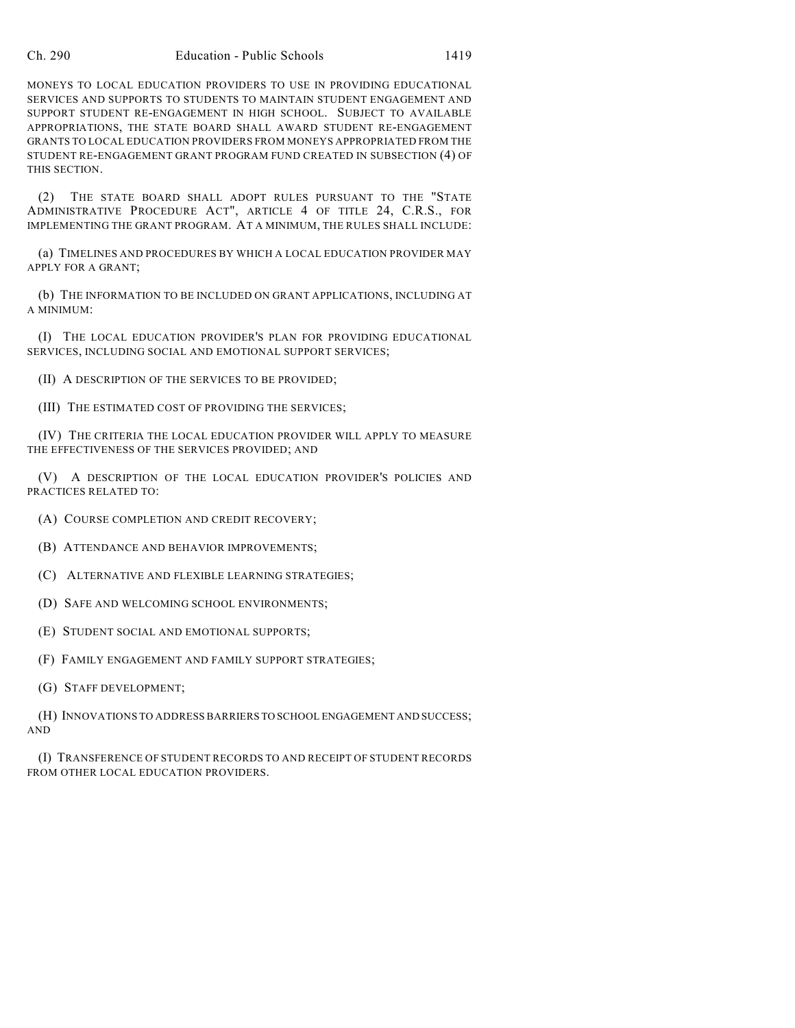MONEYS TO LOCAL EDUCATION PROVIDERS TO USE IN PROVIDING EDUCATIONAL SERVICES AND SUPPORTS TO STUDENTS TO MAINTAIN STUDENT ENGAGEMENT AND SUPPORT STUDENT RE-ENGAGEMENT IN HIGH SCHOOL. SUBJECT TO AVAILABLE APPROPRIATIONS, THE STATE BOARD SHALL AWARD STUDENT RE-ENGAGEMENT GRANTS TO LOCAL EDUCATION PROVIDERS FROM MONEYS APPROPRIATED FROM THE STUDENT RE-ENGAGEMENT GRANT PROGRAM FUND CREATED IN SUBSECTION (4) OF THIS SECTION.

(2) THE STATE BOARD SHALL ADOPT RULES PURSUANT TO THE "STATE ADMINISTRATIVE PROCEDURE ACT", ARTICLE 4 OF TITLE 24, C.R.S., FOR IMPLEMENTING THE GRANT PROGRAM. AT A MINIMUM, THE RULES SHALL INCLUDE:

(a) TIMELINES AND PROCEDURES BY WHICH A LOCAL EDUCATION PROVIDER MAY APPLY FOR A GRANT;

(b) THE INFORMATION TO BE INCLUDED ON GRANT APPLICATIONS, INCLUDING AT A MINIMUM:

(I) THE LOCAL EDUCATION PROVIDER'S PLAN FOR PROVIDING EDUCATIONAL SERVICES, INCLUDING SOCIAL AND EMOTIONAL SUPPORT SERVICES;

(II) A DESCRIPTION OF THE SERVICES TO BE PROVIDED;

(III) THE ESTIMATED COST OF PROVIDING THE SERVICES;

(IV) THE CRITERIA THE LOCAL EDUCATION PROVIDER WILL APPLY TO MEASURE THE EFFECTIVENESS OF THE SERVICES PROVIDED; AND

(V) A DESCRIPTION OF THE LOCAL EDUCATION PROVIDER'S POLICIES AND PRACTICES RELATED TO:

(A) COURSE COMPLETION AND CREDIT RECOVERY;

(B) ATTENDANCE AND BEHAVIOR IMPROVEMENTS;

(C) ALTERNATIVE AND FLEXIBLE LEARNING STRATEGIES;

(D) SAFE AND WELCOMING SCHOOL ENVIRONMENTS;

(E) STUDENT SOCIAL AND EMOTIONAL SUPPORTS;

(F) FAMILY ENGAGEMENT AND FAMILY SUPPORT STRATEGIES;

(G) STAFF DEVELOPMENT;

(H) INNOVATIONS TO ADDRESS BARRIERS TO SCHOOL ENGAGEMENT AND SUCCESS; AND

(I) TRANSFERENCE OF STUDENT RECORDS TO AND RECEIPT OF STUDENT RECORDS FROM OTHER LOCAL EDUCATION PROVIDERS.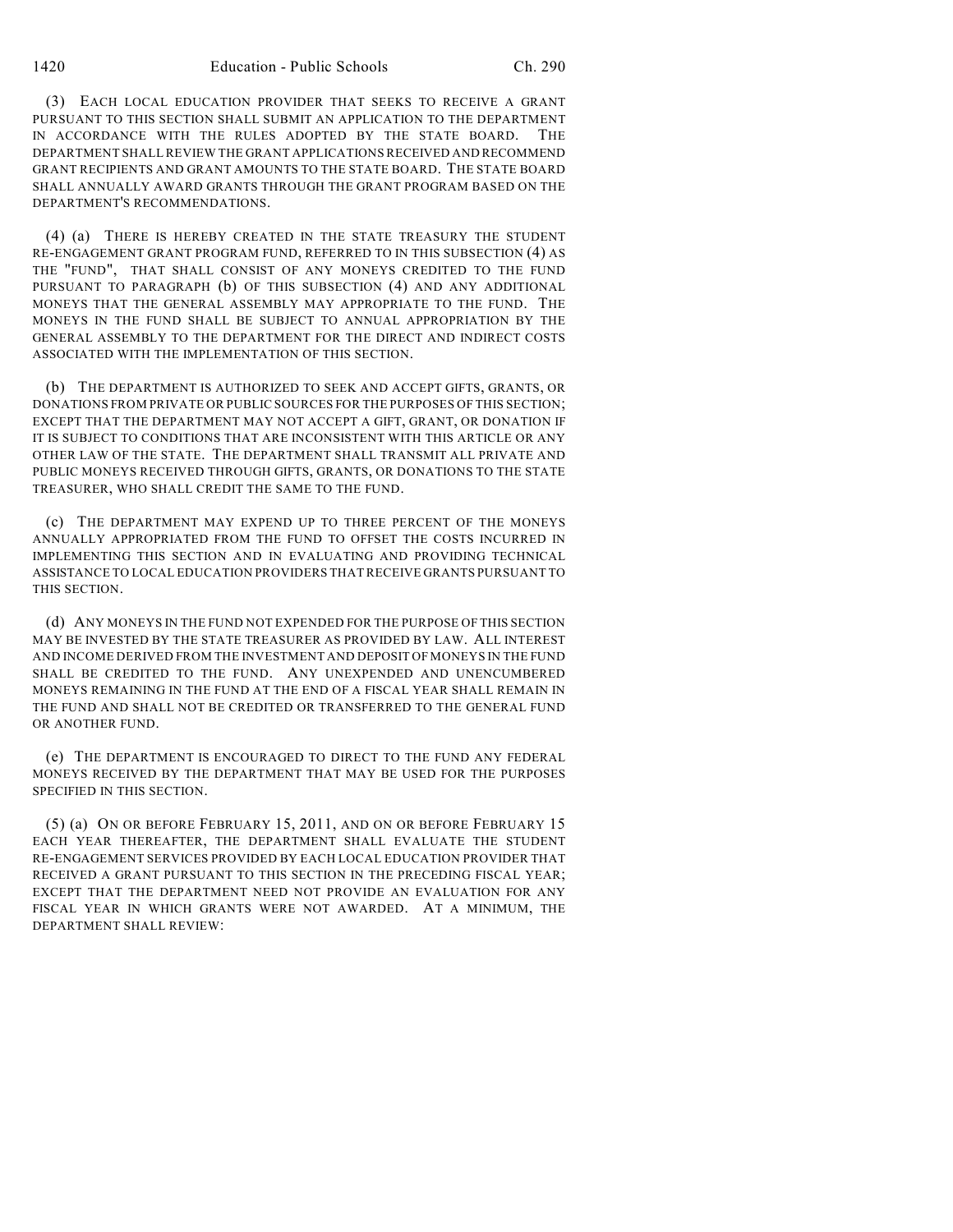(3) EACH LOCAL EDUCATION PROVIDER THAT SEEKS TO RECEIVE A GRANT PURSUANT TO THIS SECTION SHALL SUBMIT AN APPLICATION TO THE DEPARTMENT IN ACCORDANCE WITH THE RULES ADOPTED BY THE STATE BOARD. THE DEPARTMENT SHALL REVIEW THE GRANT APPLICATIONS RECEIVED AND RECOMMEND GRANT RECIPIENTS AND GRANT AMOUNTS TO THE STATE BOARD. THE STATE BOARD SHALL ANNUALLY AWARD GRANTS THROUGH THE GRANT PROGRAM BASED ON THE DEPARTMENT'S RECOMMENDATIONS.

(4) (a) THERE IS HEREBY CREATED IN THE STATE TREASURY THE STUDENT RE-ENGAGEMENT GRANT PROGRAM FUND, REFERRED TO IN THIS SUBSECTION (4) AS THE "FUND", THAT SHALL CONSIST OF ANY MONEYS CREDITED TO THE FUND PURSUANT TO PARAGRAPH (b) OF THIS SUBSECTION (4) AND ANY ADDITIONAL MONEYS THAT THE GENERAL ASSEMBLY MAY APPROPRIATE TO THE FUND. THE MONEYS IN THE FUND SHALL BE SUBJECT TO ANNUAL APPROPRIATION BY THE GENERAL ASSEMBLY TO THE DEPARTMENT FOR THE DIRECT AND INDIRECT COSTS ASSOCIATED WITH THE IMPLEMENTATION OF THIS SECTION.

(b) THE DEPARTMENT IS AUTHORIZED TO SEEK AND ACCEPT GIFTS, GRANTS, OR DONATIONS FROM PRIVATE OR PUBLIC SOURCES FOR THE PURPOSES OF THIS SECTION; EXCEPT THAT THE DEPARTMENT MAY NOT ACCEPT A GIFT, GRANT, OR DONATION IF IT IS SUBJECT TO CONDITIONS THAT ARE INCONSISTENT WITH THIS ARTICLE OR ANY OTHER LAW OF THE STATE. THE DEPARTMENT SHALL TRANSMIT ALL PRIVATE AND PUBLIC MONEYS RECEIVED THROUGH GIFTS, GRANTS, OR DONATIONS TO THE STATE TREASURER, WHO SHALL CREDIT THE SAME TO THE FUND.

(c) THE DEPARTMENT MAY EXPEND UP TO THREE PERCENT OF THE MONEYS ANNUALLY APPROPRIATED FROM THE FUND TO OFFSET THE COSTS INCURRED IN IMPLEMENTING THIS SECTION AND IN EVALUATING AND PROVIDING TECHNICAL ASSISTANCE TO LOCAL EDUCATION PROVIDERS THAT RECEIVE GRANTS PURSUANT TO THIS SECTION.

(d) ANY MONEYS IN THE FUND NOT EXPENDED FOR THE PURPOSE OF THIS SECTION MAY BE INVESTED BY THE STATE TREASURER AS PROVIDED BY LAW. ALL INTEREST AND INCOME DERIVED FROM THE INVESTMENT AND DEPOSIT OF MONEYS IN THE FUND SHALL BE CREDITED TO THE FUND. ANY UNEXPENDED AND UNENCUMBERED MONEYS REMAINING IN THE FUND AT THE END OF A FISCAL YEAR SHALL REMAIN IN THE FUND AND SHALL NOT BE CREDITED OR TRANSFERRED TO THE GENERAL FUND OR ANOTHER FUND.

(e) THE DEPARTMENT IS ENCOURAGED TO DIRECT TO THE FUND ANY FEDERAL MONEYS RECEIVED BY THE DEPARTMENT THAT MAY BE USED FOR THE PURPOSES SPECIFIED IN THIS SECTION.

(5) (a) ON OR BEFORE FEBRUARY 15, 2011, AND ON OR BEFORE FEBRUARY 15 EACH YEAR THEREAFTER, THE DEPARTMENT SHALL EVALUATE THE STUDENT RE-ENGAGEMENT SERVICES PROVIDED BY EACH LOCAL EDUCATION PROVIDER THAT RECEIVED A GRANT PURSUANT TO THIS SECTION IN THE PRECEDING FISCAL YEAR; EXCEPT THAT THE DEPARTMENT NEED NOT PROVIDE AN EVALUATION FOR ANY FISCAL YEAR IN WHICH GRANTS WERE NOT AWARDED. AT A MINIMUM, THE DEPARTMENT SHALL REVIEW: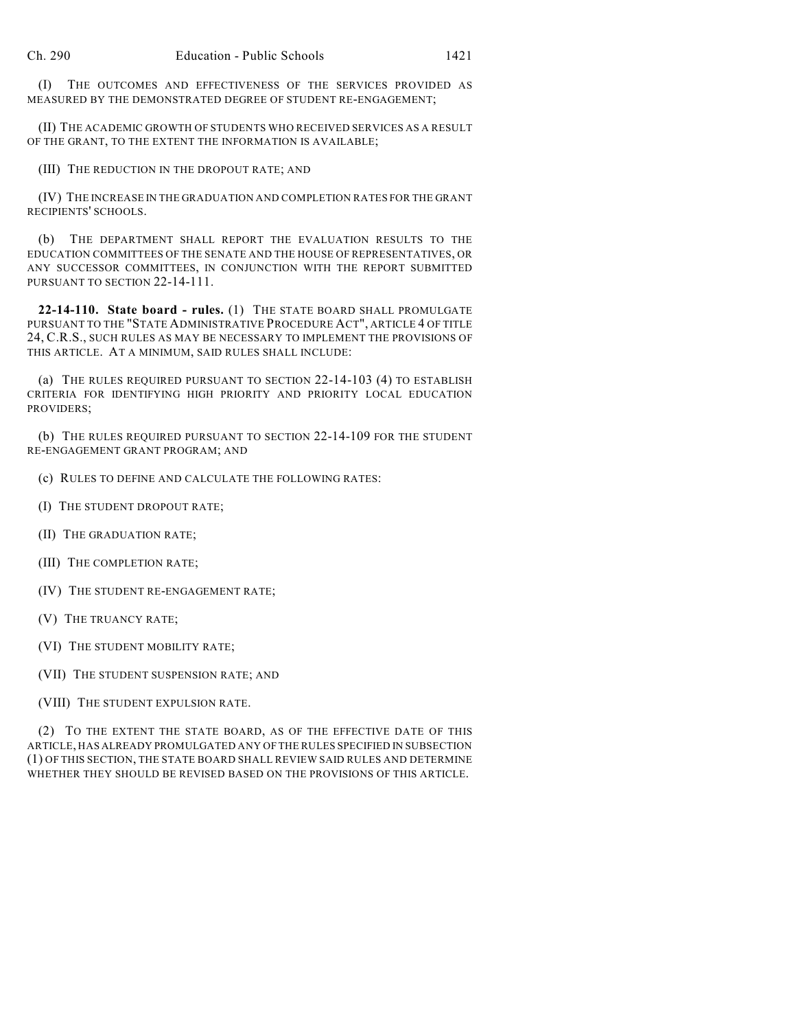(I) THE OUTCOMES AND EFFECTIVENESS OF THE SERVICES PROVIDED AS MEASURED BY THE DEMONSTRATED DEGREE OF STUDENT RE-ENGAGEMENT;

(II) THE ACADEMIC GROWTH OF STUDENTS WHO RECEIVED SERVICES AS A RESULT OF THE GRANT, TO THE EXTENT THE INFORMATION IS AVAILABLE;

(III) THE REDUCTION IN THE DROPOUT RATE; AND

(IV) THE INCREASE IN THE GRADUATION AND COMPLETION RATES FOR THE GRANT RECIPIENTS' SCHOOLS.

(b) THE DEPARTMENT SHALL REPORT THE EVALUATION RESULTS TO THE EDUCATION COMMITTEES OF THE SENATE AND THE HOUSE OF REPRESENTATIVES, OR ANY SUCCESSOR COMMITTEES, IN CONJUNCTION WITH THE REPORT SUBMITTED PURSUANT TO SECTION 22-14-111.

**22-14-110. State board - rules.** (1) THE STATE BOARD SHALL PROMULGATE PURSUANT TO THE "STATE ADMINISTRATIVE PROCEDURE ACT", ARTICLE 4 OF TITLE 24, C.R.S., SUCH RULES AS MAY BE NECESSARY TO IMPLEMENT THE PROVISIONS OF THIS ARTICLE. AT A MINIMUM, SAID RULES SHALL INCLUDE:

(a) THE RULES REQUIRED PURSUANT TO SECTION 22-14-103 (4) TO ESTABLISH CRITERIA FOR IDENTIFYING HIGH PRIORITY AND PRIORITY LOCAL EDUCATION PROVIDERS;

(b) THE RULES REQUIRED PURSUANT TO SECTION 22-14-109 FOR THE STUDENT RE-ENGAGEMENT GRANT PROGRAM; AND

(c) RULES TO DEFINE AND CALCULATE THE FOLLOWING RATES:

(I) THE STUDENT DROPOUT RATE;

(II) THE GRADUATION RATE;

(III) THE COMPLETION RATE;

(IV) THE STUDENT RE-ENGAGEMENT RATE;

(V) THE TRUANCY RATE;

(VI) THE STUDENT MOBILITY RATE;

(VII) THE STUDENT SUSPENSION RATE; AND

(VIII) THE STUDENT EXPULSION RATE.

(2) TO THE EXTENT THE STATE BOARD, AS OF THE EFFECTIVE DATE OF THIS ARTICLE, HAS ALREADY PROMULGATED ANY OF THE RULES SPECIFIED IN SUBSECTION (1) OF THIS SECTION, THE STATE BOARD SHALL REVIEW SAID RULES AND DETERMINE WHETHER THEY SHOULD BE REVISED BASED ON THE PROVISIONS OF THIS ARTICLE.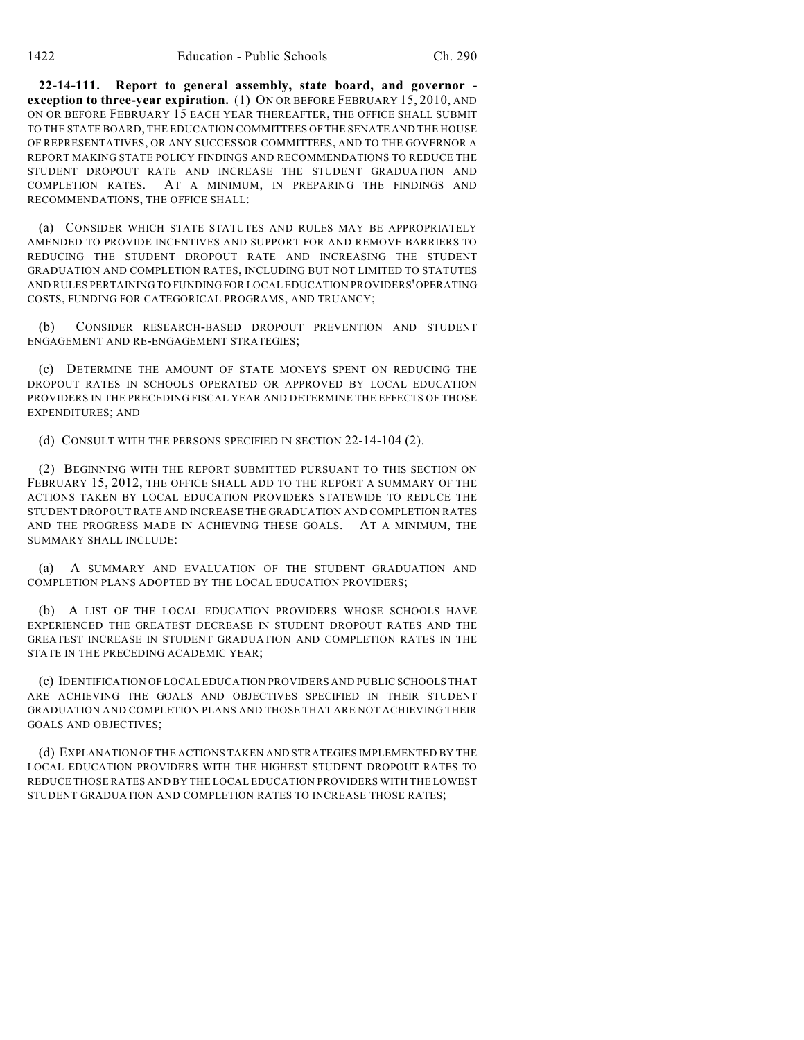**22-14-111. Report to general assembly, state board, and governor - exception to three-year expiration.** (1) ON OR BEFORE FEBRUARY 15, 2010, AND ON OR BEFORE FEBRUARY 15 EACH YEAR THEREAFTER, THE OFFICE SHALL SUBMIT TO THE STATE BOARD, THE EDUCATION COMMITTEES OF THE SENATE AND THE HOUSE OF REPRESENTATIVES, OR ANY SUCCESSOR COMMITTEES, AND TO THE GOVERNOR A REPORT MAKING STATE POLICY FINDINGS AND RECOMMENDATIONS TO REDUCE THE STUDENT DROPOUT RATE AND INCREASE THE STUDENT GRADUATION AND COMPLETION RATES. AT A MINIMUM, IN PREPARING THE FINDINGS AND RECOMMENDATIONS, THE OFFICE SHALL:

(a) CONSIDER WHICH STATE STATUTES AND RULES MAY BE APPROPRIATELY AMENDED TO PROVIDE INCENTIVES AND SUPPORT FOR AND REMOVE BARRIERS TO REDUCING THE STUDENT DROPOUT RATE AND INCREASING THE STUDENT GRADUATION AND COMPLETION RATES, INCLUDING BUT NOT LIMITED TO STATUTES AND RULES PERTAINING TO FUNDING FOR LOCAL EDUCATION PROVIDERS' OPERATING COSTS, FUNDING FOR CATEGORICAL PROGRAMS, AND TRUANCY;

(b) CONSIDER RESEARCH-BASED DROPOUT PREVENTION AND STUDENT ENGAGEMENT AND RE-ENGAGEMENT STRATEGIES;

(c) DETERMINE THE AMOUNT OF STATE MONEYS SPENT ON REDUCING THE DROPOUT RATES IN SCHOOLS OPERATED OR APPROVED BY LOCAL EDUCATION PROVIDERS IN THE PRECEDING FISCAL YEAR AND DETERMINE THE EFFECTS OF THOSE EXPENDITURES; AND

(d) CONSULT WITH THE PERSONS SPECIFIED IN SECTION 22-14-104 (2).

(2) BEGINNING WITH THE REPORT SUBMITTED PURSUANT TO THIS SECTION ON FEBRUARY 15, 2012, THE OFFICE SHALL ADD TO THE REPORT A SUMMARY OF THE ACTIONS TAKEN BY LOCAL EDUCATION PROVIDERS STATEWIDE TO REDUCE THE STUDENT DROPOUT RATE AND INCREASE THE GRADUATION AND COMPLETION RATES AND THE PROGRESS MADE IN ACHIEVING THESE GOALS. AT A MINIMUM, THE SUMMARY SHALL INCLUDE:

(a) A SUMMARY AND EVALUATION OF THE STUDENT GRADUATION AND COMPLETION PLANS ADOPTED BY THE LOCAL EDUCATION PROVIDERS;

(b) A LIST OF THE LOCAL EDUCATION PROVIDERS WHOSE SCHOOLS HAVE EXPERIENCED THE GREATEST DECREASE IN STUDENT DROPOUT RATES AND THE GREATEST INCREASE IN STUDENT GRADUATION AND COMPLETION RATES IN THE STATE IN THE PRECEDING ACADEMIC YEAR;

(c) IDENTIFICATION OF LOCAL EDUCATION PROVIDERS AND PUBLIC SCHOOLS THAT ARE ACHIEVING THE GOALS AND OBJECTIVES SPECIFIED IN THEIR STUDENT GRADUATION AND COMPLETION PLANS AND THOSE THAT ARE NOT ACHIEVING THEIR GOALS AND OBJECTIVES;

(d) EXPLANATION OF THE ACTIONS TAKEN AND STRATEGIES IMPLEMENTED BY THE LOCAL EDUCATION PROVIDERS WITH THE HIGHEST STUDENT DROPOUT RATES TO REDUCE THOSE RATES AND BY THE LOCAL EDUCATION PROVIDERS WITH THE LOWEST STUDENT GRADUATION AND COMPLETION RATES TO INCREASE THOSE RATES;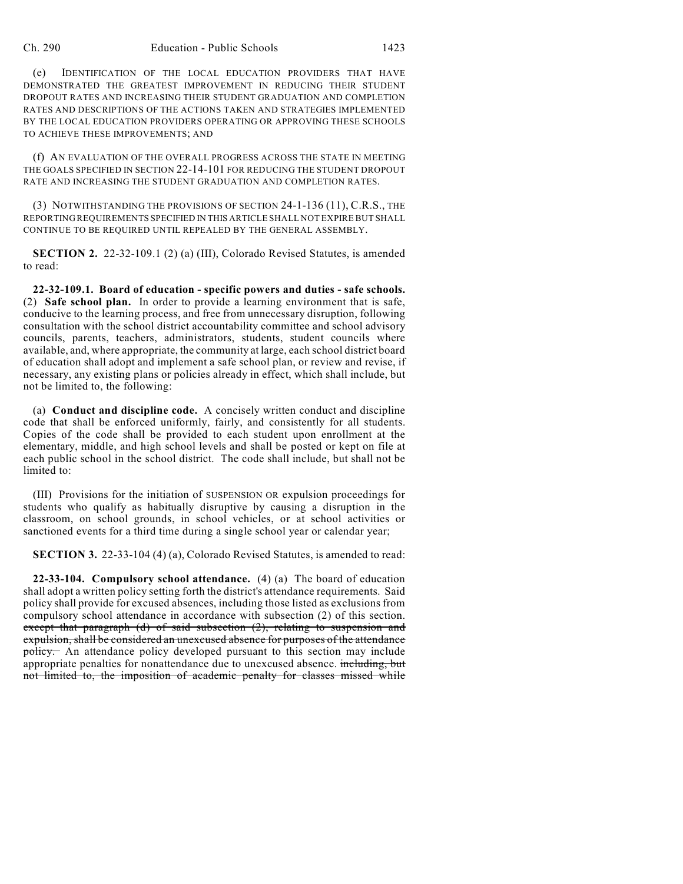(e) IDENTIFICATION OF THE LOCAL EDUCATION PROVIDERS THAT HAVE DEMONSTRATED THE GREATEST IMPROVEMENT IN REDUCING THEIR STUDENT DROPOUT RATES AND INCREASING THEIR STUDENT GRADUATION AND COMPLETION RATES AND DESCRIPTIONS OF THE ACTIONS TAKEN AND STRATEGIES IMPLEMENTED BY THE LOCAL EDUCATION PROVIDERS OPERATING OR APPROVING THESE SCHOOLS TO ACHIEVE THESE IMPROVEMENTS; AND

(f) AN EVALUATION OF THE OVERALL PROGRESS ACROSS THE STATE IN MEETING THE GOALS SPECIFIED IN SECTION 22-14-101 FOR REDUCING THE STUDENT DROPOUT RATE AND INCREASING THE STUDENT GRADUATION AND COMPLETION RATES.

(3) NOTWITHSTANDING THE PROVISIONS OF SECTION 24-1-136 (11), C.R.S., THE REPORTING REQUIREMENTS SPECIFIED IN THIS ARTICLE SHALL NOT EXPIRE BUT SHALL CONTINUE TO BE REQUIRED UNTIL REPEALED BY THE GENERAL ASSEMBLY.

**SECTION 2.** 22-32-109.1 (2) (a) (III), Colorado Revised Statutes, is amended to read:

**22-32-109.1. Board of education - specific powers and duties - safe schools.** (2) **Safe school plan.** In order to provide a learning environment that is safe, conducive to the learning process, and free from unnecessary disruption, following consultation with the school district accountability committee and school advisory councils, parents, teachers, administrators, students, student councils where available, and, where appropriate, the community at large, each school district board of education shall adopt and implement a safe school plan, or review and revise, if necessary, any existing plans or policies already in effect, which shall include, but not be limited to, the following:

(a) **Conduct and discipline code.** A concisely written conduct and discipline code that shall be enforced uniformly, fairly, and consistently for all students. Copies of the code shall be provided to each student upon enrollment at the elementary, middle, and high school levels and shall be posted or kept on file at each public school in the school district. The code shall include, but shall not be limited to:

(III) Provisions for the initiation of SUSPENSION OR expulsion proceedings for students who qualify as habitually disruptive by causing a disruption in the classroom, on school grounds, in school vehicles, or at school activities or sanctioned events for a third time during a single school year or calendar year;

**SECTION 3.** 22-33-104 (4) (a), Colorado Revised Statutes, is amended to read:

**22-33-104. Compulsory school attendance.** (4) (a) The board of education shall adopt a written policy setting forth the district's attendance requirements. Said policy shall provide for excused absences, including those listed as exclusions from compulsory school attendance in accordance with subsection (2) of this section. ~~except that paragraph (d) of said subsection (2), relating to suspension and expulsion, shall be considered an unexcused absence for purposes of the attendance policy.~~ An attendance policy developed pursuant to this section may include appropriate penalties for nonattendance due to unexcused absence. ~~including, but not limited to, the imposition of academic penalty for classes missed while~~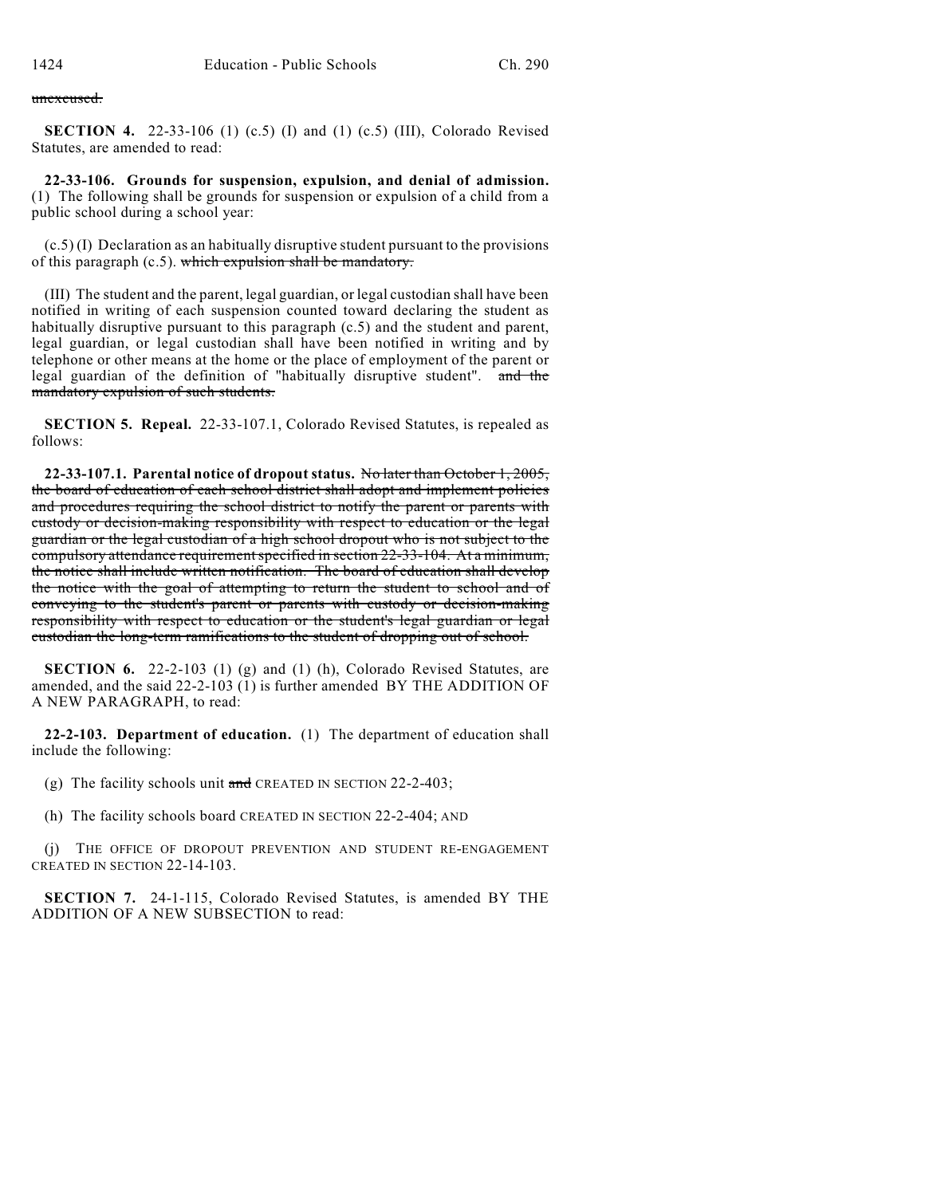~~unexcused.~~

**SECTION 4.** 22-33-106 (1) (c.5) (I) and (1) (c.5) (III), Colorado Revised Statutes, are amended to read:

**22-33-106. Grounds for suspension, expulsion, and denial of admission.** (1) The following shall be grounds for suspension or expulsion of a child from a public school during a school year:

(c.5) (I) Declaration as an habitually disruptive student pursuant to the provisions of this paragraph (c.5). ~~which expulsion shall be mandatory.~~

(III) The student and the parent, legal guardian, or legal custodian shall have been notified in writing of each suspension counted toward declaring the student as habitually disruptive pursuant to this paragraph (c.5) and the student and parent, legal guardian, or legal custodian shall have been notified in writing and by telephone or other means at the home or the place of employment of the parent or legal guardian of the definition of "habitually disruptive student". ~~and the mandatory expulsion of such students.~~

**SECTION 5. Repeal.** 22-33-107.1, Colorado Revised Statutes, is repealed as follows:

**22-33-107.1. Parental notice of dropout status.** ~~No later than October 1, 2005, the board of education of each school district shall adopt and implement policies and procedures requiring the school district to notify the parent or parents with custody or decision-making responsibility with respect to education or the legal guardian or the legal custodian of a high school dropout who is not subject to the compulsory attendance requirement specified in section 22-33-104. At a minimum, the notice shall include written notification. The board of education shall develop the notice with the goal of attempting to return the student to school and of conveying to the student's parent or parents with custody or decision-making responsibility with respect to education or the student's legal guardian or legal custodian the long-term ramifications to the student of dropping out of school.~~

**SECTION 6.** 22-2-103 (1) (g) and (1) (h), Colorado Revised Statutes, are amended, and the said 22-2-103 (1) is further amended BY THE ADDITION OF A NEW PARAGRAPH, to read:

**22-2-103. Department of education.** (1) The department of education shall include the following:

(g) The facility schools unit ~~and~~ CREATED IN SECTION 22-2-403;

(h) The facility schools board CREATED IN SECTION 22-2-404; AND

(j) THE OFFICE OF DROPOUT PREVENTION AND STUDENT RE-ENGAGEMENT CREATED IN SECTION 22-14-103.

**SECTION 7.** 24-1-115, Colorado Revised Statutes, is amended BY THE ADDITION OF A NEW SUBSECTION to read: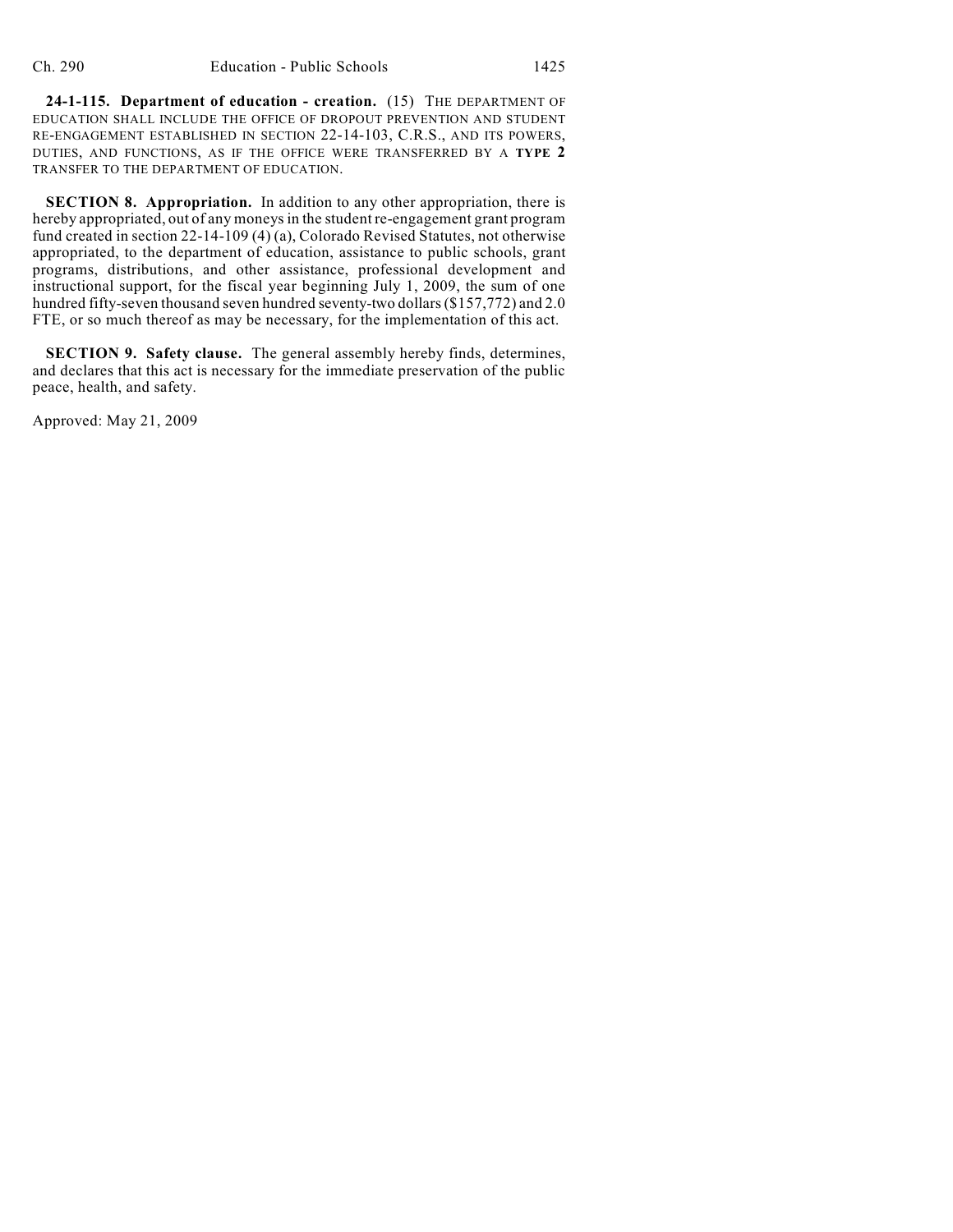**24-1-115. Department of education - creation.** (15) THE DEPARTMENT OF EDUCATION SHALL INCLUDE THE OFFICE OF DROPOUT PREVENTION AND STUDENT RE-ENGAGEMENT ESTABLISHED IN SECTION 22-14-103, C.R.S., AND ITS POWERS, DUTIES, AND FUNCTIONS, AS IF THE OFFICE WERE TRANSFERRED BY A **TYPE 2** TRANSFER TO THE DEPARTMENT OF EDUCATION.

**SECTION 8. Appropriation.** In addition to any other appropriation, there is hereby appropriated, out of any moneys in the student re-engagement grant program fund created in section 22-14-109 (4) (a), Colorado Revised Statutes, not otherwise appropriated, to the department of education, assistance to public schools, grant programs, distributions, and other assistance, professional development and instructional support, for the fiscal year beginning July 1, 2009, the sum of one hundred fifty-seven thousand seven hundred seventy-two dollars ($157,772) and 2.0 FTE, or so much thereof as may be necessary, for the implementation of this act.

**SECTION 9. Safety clause.** The general assembly hereby finds, determines, and declares that this act is necessary for the immediate preservation of the public peace, health, and safety.

Approved: May 21, 2009